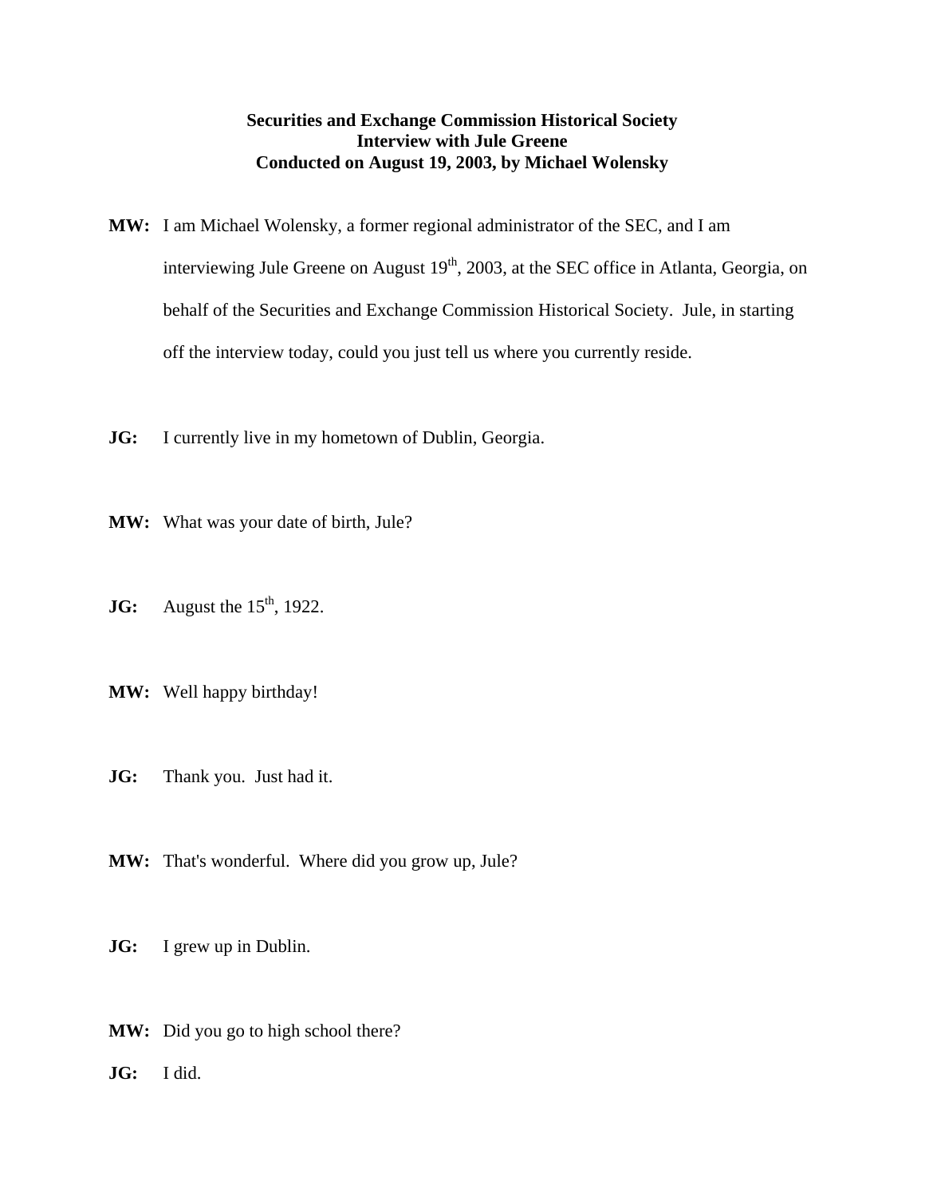**Securities and Exchange Commission Historical Society**
**Interview with Jule Greene**
**Conducted on August 19, 2003, by Michael Wolensky**

**MW:** I am Michael Wolensky, a former regional administrator of the SEC, and I am interviewing Jule Greene on August 19th, 2003, at the SEC office in Atlanta, Georgia, on behalf of the Securities and Exchange Commission Historical Society. Jule, in starting off the interview today, could you just tell us where you currently reside.

**JG:** I currently live in my hometown of Dublin, Georgia.

**MW:** What was your date of birth, Jule?

**JG:** August the 15th, 1922.

**MW:** Well happy birthday!

**JG:** Thank you. Just had it.

**MW:** That's wonderful. Where did you grow up, Jule?

**JG:** I grew up in Dublin.

**MW:** Did you go to high school there?

**JG:** I did.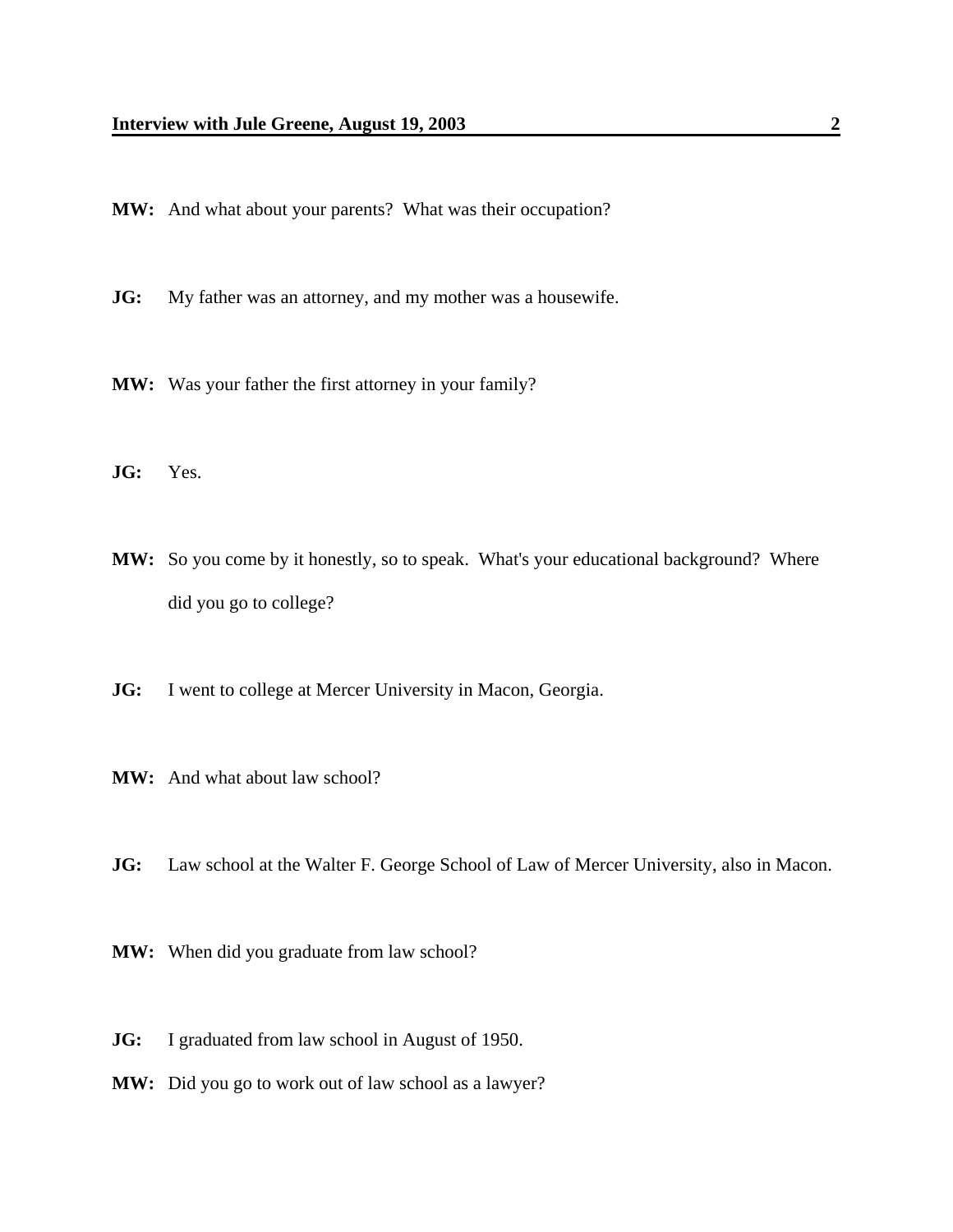**MW:** And what about your parents? What was their occupation?

**JG:** My father was an attorney, and my mother was a housewife.

**MW:** Was your father the first attorney in your family?

**JG:** Yes.

**MW:** So you come by it honestly, so to speak. What's your educational background? Where did you go to college?

**JG:** I went to college at Mercer University in Macon, Georgia.

**MW:** And what about law school?

**JG:** Law school at the Walter F. George School of Law of Mercer University, also in Macon.

**MW:** When did you graduate from law school?

**JG:** I graduated from law school in August of 1950.

**MW:** Did you go to work out of law school as a lawyer?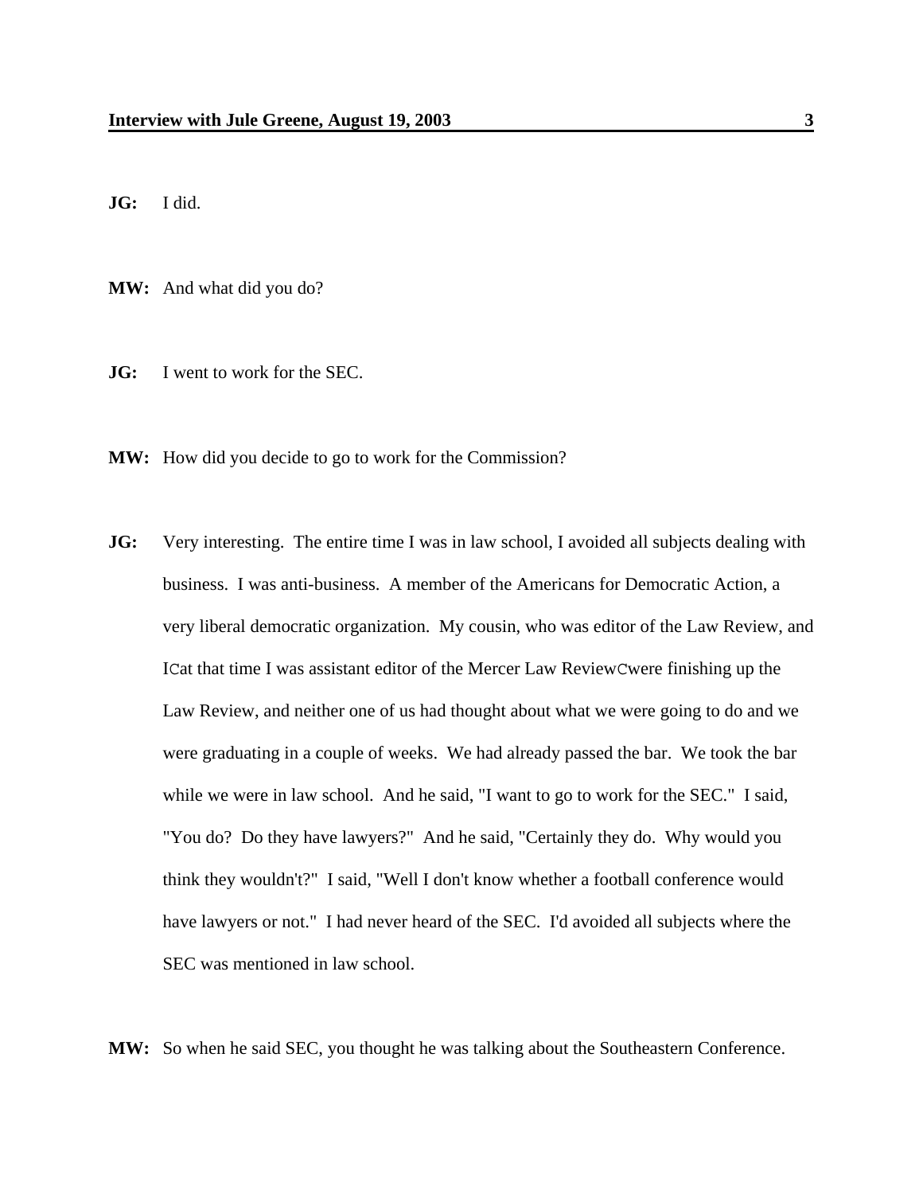**JG:** I did.

**MW:** And what did you do?

**JG:** I went to work for the SEC.

**MW:** How did you decide to go to work for the Commission?

**JG:** Very interesting. The entire time I was in law school, I avoided all subjects dealing with business. I was anti-business. A member of the Americans for Democratic Action, a very liberal democratic organization. My cousin, who was editor of the Law Review, and ICat that time I was assistant editor of the Mercer Law ReviewCwere finishing up the Law Review, and neither one of us had thought about what we were going to do and we were graduating in a couple of weeks. We had already passed the bar. We took the bar while we were in law school. And he said, "I want to go to work for the SEC." I said, "You do? Do they have lawyers?" And he said, "Certainly they do. Why would you think they wouldn't?" I said, "Well I don't know whether a football conference would have lawyers or not." I had never heard of the SEC. I'd avoided all subjects where the SEC was mentioned in law school.

**MW:** So when he said SEC, you thought he was talking about the Southeastern Conference.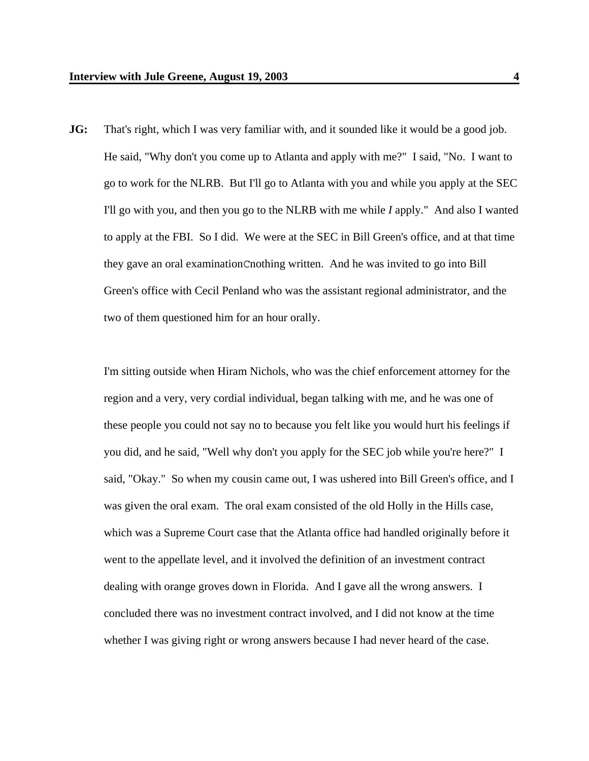**JG:** That's right, which I was very familiar with, and it sounded like it would be a good job. He said, "Why don't you come up to Atlanta and apply with me?" I said, "No. I want to go to work for the NLRB. But I'll go to Atlanta with you and while you apply at the SEC I'll go with you, and then you go to the NLRB with me while *I* apply." And also I wanted to apply at the FBI. So I did. We were at the SEC in Bill Green's office, and at that time they gave an oral examinationCnothing written. And he was invited to go into Bill Green's office with Cecil Penland who was the assistant regional administrator, and the two of them questioned him for an hour orally.

I'm sitting outside when Hiram Nichols, who was the chief enforcement attorney for the region and a very, very cordial individual, began talking with me, and he was one of these people you could not say no to because you felt like you would hurt his feelings if you did, and he said, "Well why don't you apply for the SEC job while you're here?" I said, "Okay." So when my cousin came out, I was ushered into Bill Green's office, and I was given the oral exam. The oral exam consisted of the old Holly in the Hills case, which was a Supreme Court case that the Atlanta office had handled originally before it went to the appellate level, and it involved the definition of an investment contract dealing with orange groves down in Florida. And I gave all the wrong answers. I concluded there was no investment contract involved, and I did not know at the time whether I was giving right or wrong answers because I had never heard of the case.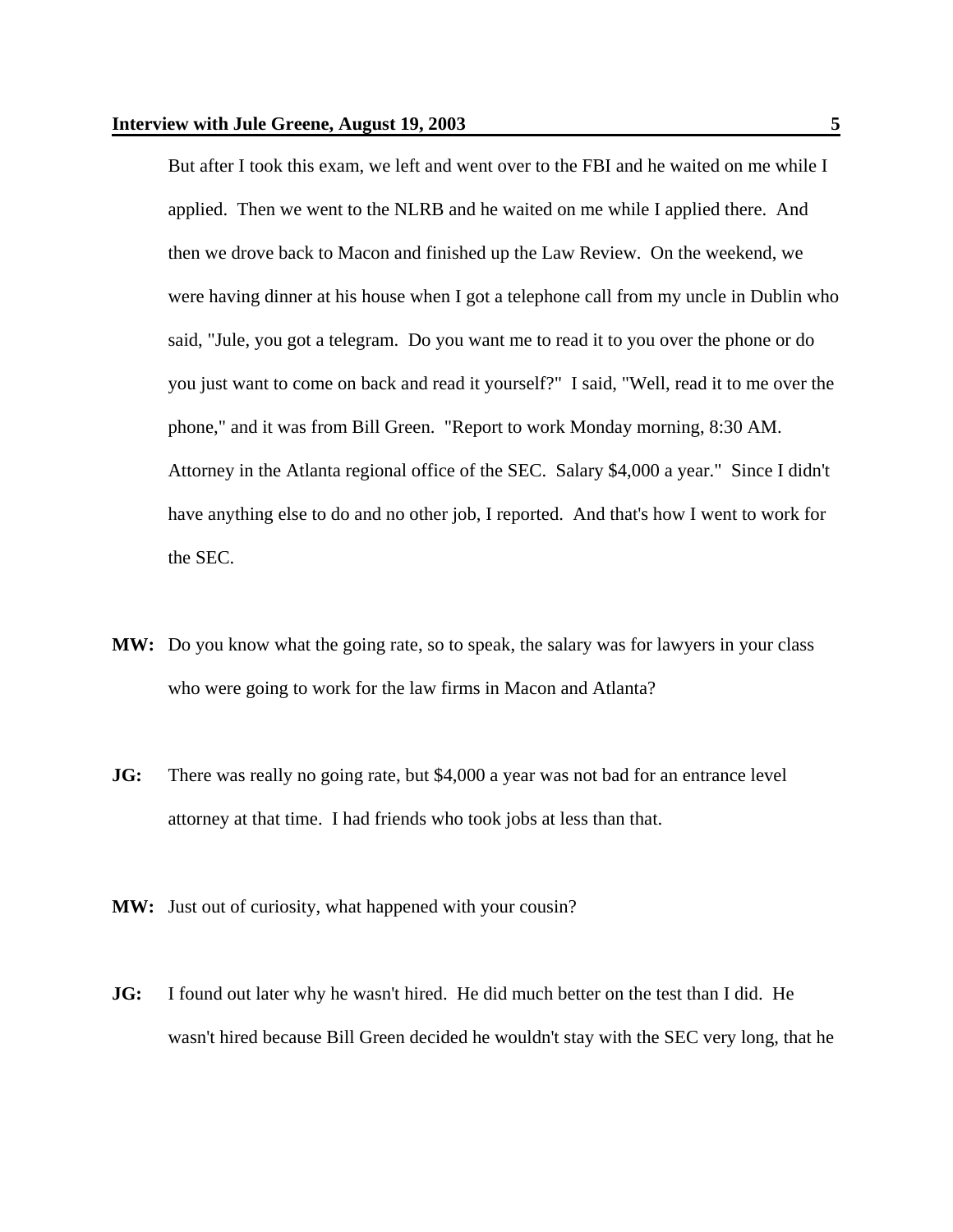But after I took this exam, we left and went over to the FBI and he waited on me while I applied. Then we went to the NLRB and he waited on me while I applied there. And then we drove back to Macon and finished up the Law Review. On the weekend, we were having dinner at his house when I got a telephone call from my uncle in Dublin who said, "Jule, you got a telegram. Do you want me to read it to you over the phone or do you just want to come on back and read it yourself?" I said, "Well, read it to me over the phone," and it was from Bill Green. "Report to work Monday morning, 8:30 AM. Attorney in the Atlanta regional office of the SEC. Salary $4,000 a year." Since I didn't have anything else to do and no other job, I reported. And that's how I went to work for the SEC.

**MW:** Do you know what the going rate, so to speak, the salary was for lawyers in your class who were going to work for the law firms in Macon and Atlanta?

**JG:** There was really no going rate, but $4,000 a year was not bad for an entrance level attorney at that time. I had friends who took jobs at less than that.

**MW:** Just out of curiosity, what happened with your cousin?

**JG:** I found out later why he wasn't hired. He did much better on the test than I did. He wasn't hired because Bill Green decided he wouldn't stay with the SEC very long, that he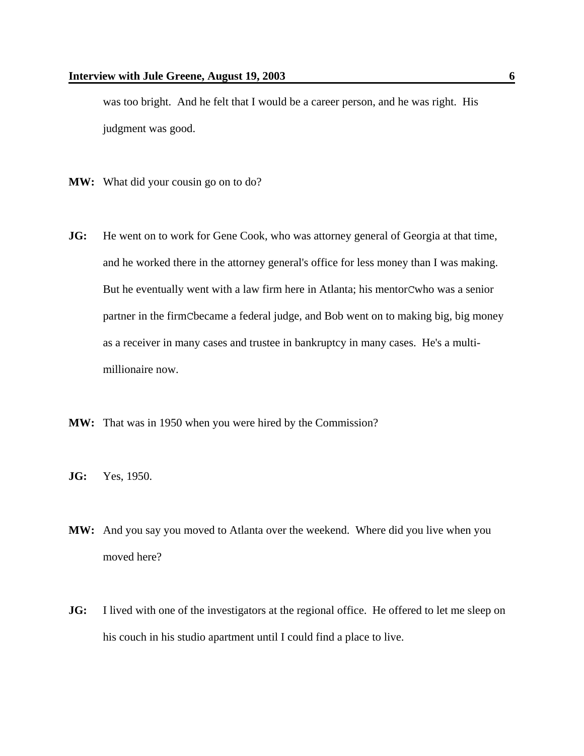was too bright. And he felt that I would be a career person, and he was right. His judgment was good.

**MW:** What did your cousin go on to do?

**JG:** He went on to work for Gene Cook, who was attorney general of Georgia at that time, and he worked there in the attorney general's office for less money than I was making. But he eventually went with a law firm here in Atlanta; his mentorCwho was a senior partner in the firmCbecame a federal judge, and Bob went on to making big, big money as a receiver in many cases and trustee in bankruptcy in many cases. He's a multi-millionaire now.

**MW:** That was in 1950 when you were hired by the Commission?

**JG:** Yes, 1950.

**MW:** And you say you moved to Atlanta over the weekend. Where did you live when you moved here?

**JG:** I lived with one of the investigators at the regional office. He offered to let me sleep on his couch in his studio apartment until I could find a place to live.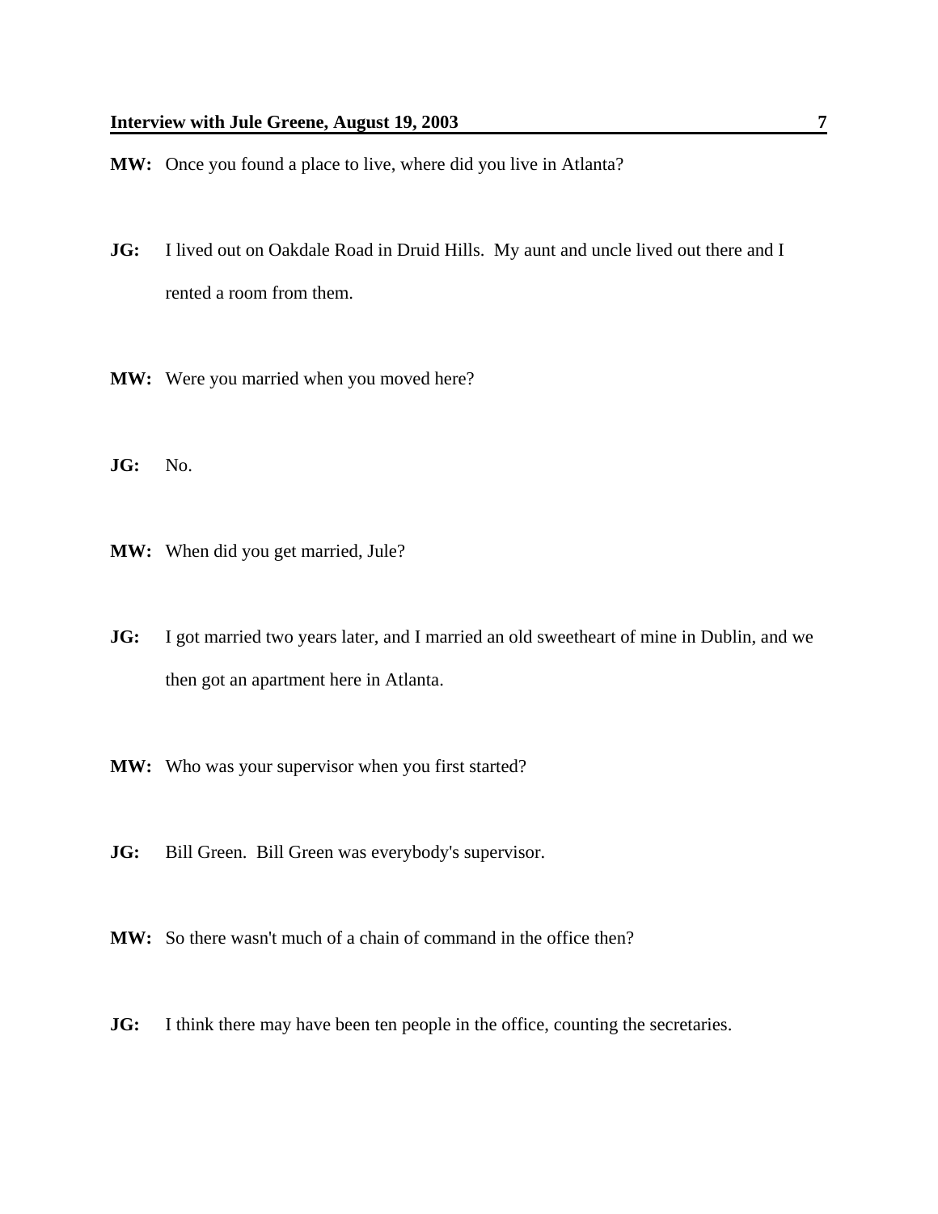**MW:** Once you found a place to live, where did you live in Atlanta?

**JG:** I lived out on Oakdale Road in Druid Hills. My aunt and uncle lived out there and I rented a room from them.

**MW:** Were you married when you moved here?

**JG:** No.

**MW:** When did you get married, Jule?

**JG:** I got married two years later, and I married an old sweetheart of mine in Dublin, and we then got an apartment here in Atlanta.

**MW:** Who was your supervisor when you first started?

**JG:** Bill Green. Bill Green was everybody's supervisor.

**MW:** So there wasn't much of a chain of command in the office then?

**JG:** I think there may have been ten people in the office, counting the secretaries.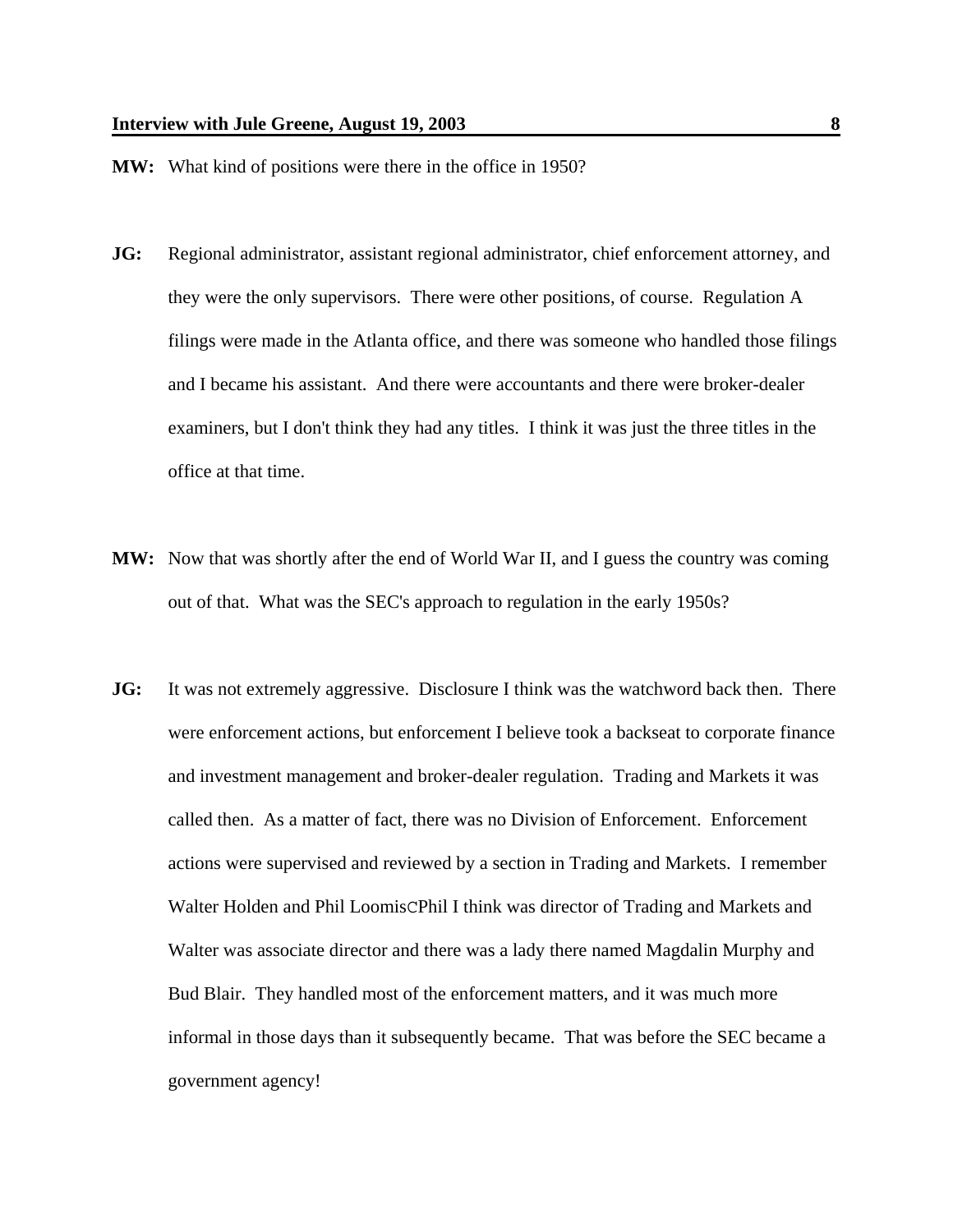**MW:** What kind of positions were there in the office in 1950?

**JG:** Regional administrator, assistant regional administrator, chief enforcement attorney, and they were the only supervisors. There were other positions, of course. Regulation A filings were made in the Atlanta office, and there was someone who handled those filings and I became his assistant. And there were accountants and there were broker-dealer examiners, but I don't think they had any titles. I think it was just the three titles in the office at that time.

**MW:** Now that was shortly after the end of World War II, and I guess the country was coming out of that. What was the SEC's approach to regulation in the early 1950s?

**JG:** It was not extremely aggressive. Disclosure I think was the watchword back then. There were enforcement actions, but enforcement I believe took a backseat to corporate finance and investment management and broker-dealer regulation. Trading and Markets it was called then. As a matter of fact, there was no Division of Enforcement. Enforcement actions were supervised and reviewed by a section in Trading and Markets. I remember Walter Holden and Phil LoomisCPhil I think was director of Trading and Markets and Walter was associate director and there was a lady there named Magdalin Murphy and Bud Blair. They handled most of the enforcement matters, and it was much more informal in those days than it subsequently became. That was before the SEC became a government agency!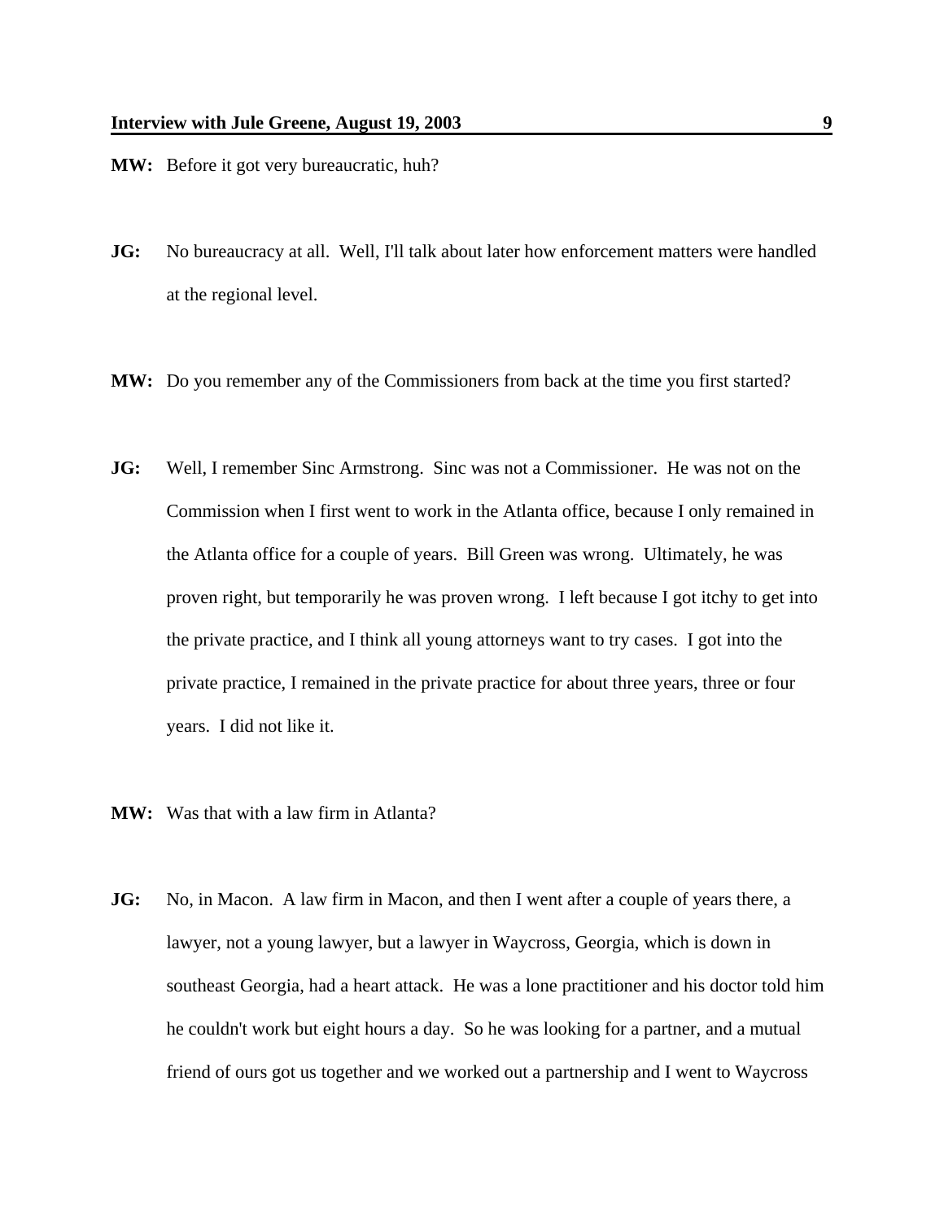**MW:** Before it got very bureaucratic, huh?

**JG:** No bureaucracy at all. Well, I'll talk about later how enforcement matters were handled at the regional level.

**MW:** Do you remember any of the Commissioners from back at the time you first started?

**JG:** Well, I remember Sinc Armstrong. Sinc was not a Commissioner. He was not on the Commission when I first went to work in the Atlanta office, because I only remained in the Atlanta office for a couple of years. Bill Green was wrong. Ultimately, he was proven right, but temporarily he was proven wrong. I left because I got itchy to get into the private practice, and I think all young attorneys want to try cases. I got into the private practice, I remained in the private practice for about three years, three or four years. I did not like it.

**MW:** Was that with a law firm in Atlanta?

**JG:** No, in Macon. A law firm in Macon, and then I went after a couple of years there, a lawyer, not a young lawyer, but a lawyer in Waycross, Georgia, which is down in southeast Georgia, had a heart attack. He was a lone practitioner and his doctor told him he couldn't work but eight hours a day. So he was looking for a partner, and a mutual friend of ours got us together and we worked out a partnership and I went to Waycross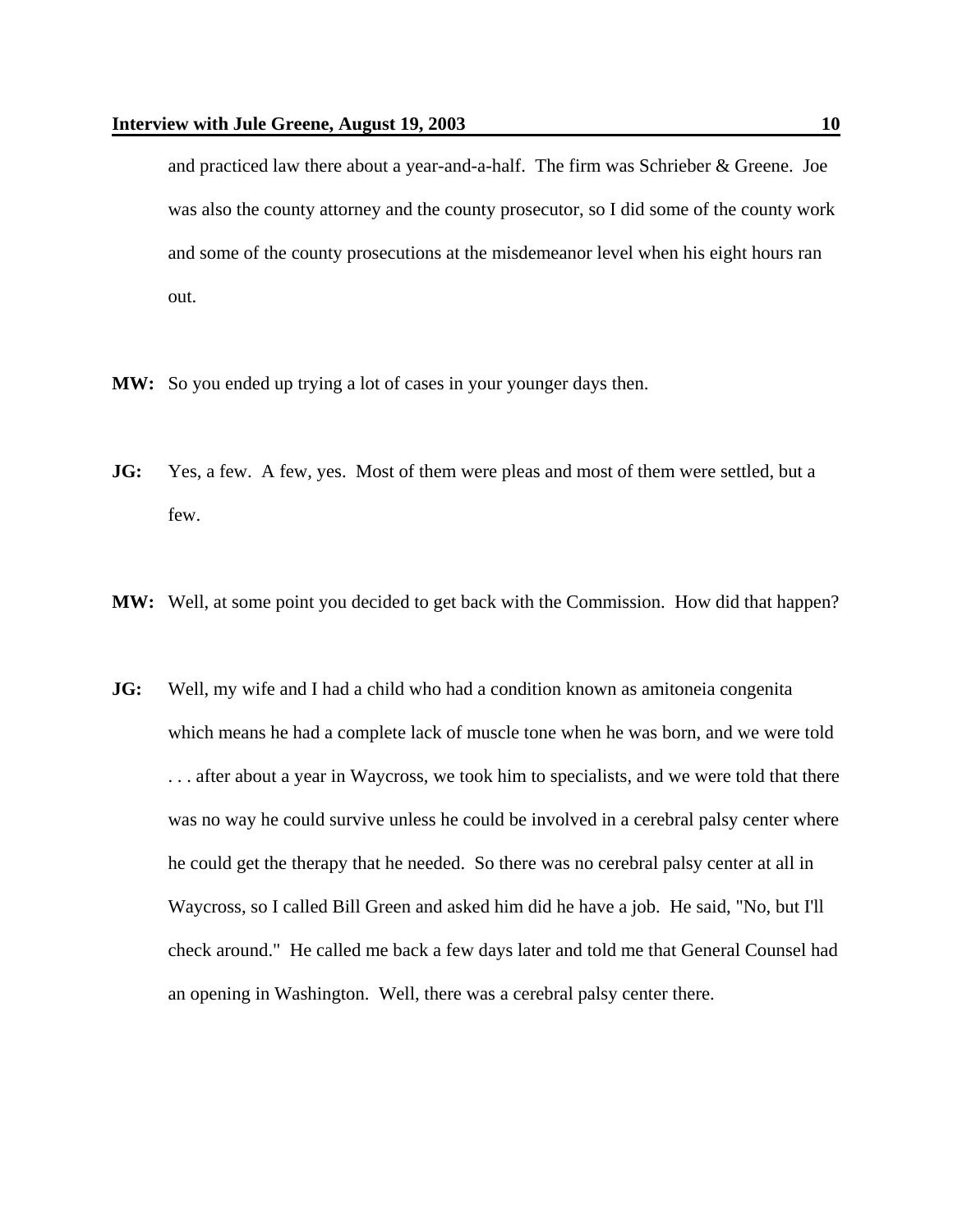and practiced law there about a year-and-a-half. The firm was Schrieber & Greene. Joe was also the county attorney and the county prosecutor, so I did some of the county work and some of the county prosecutions at the misdemeanor level when his eight hours ran out.

**MW:** So you ended up trying a lot of cases in your younger days then.

**JG:** Yes, a few. A few, yes. Most of them were pleas and most of them were settled, but a few.

**MW:** Well, at some point you decided to get back with the Commission. How did that happen?

**JG:** Well, my wife and I had a child who had a condition known as amitoneia congenita which means he had a complete lack of muscle tone when he was born, and we were told . . . after about a year in Waycross, we took him to specialists, and we were told that there was no way he could survive unless he could be involved in a cerebral palsy center where he could get the therapy that he needed. So there was no cerebral palsy center at all in Waycross, so I called Bill Green and asked him did he have a job. He said, "No, but I'll check around." He called me back a few days later and told me that General Counsel had an opening in Washington. Well, there was a cerebral palsy center there.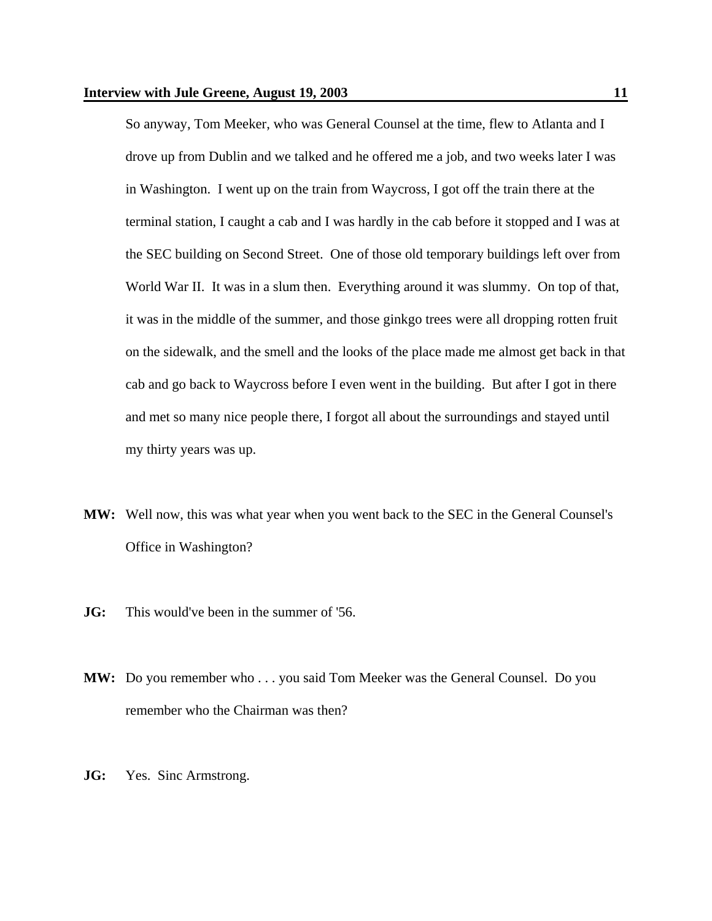So anyway, Tom Meeker, who was General Counsel at the time, flew to Atlanta and I drove up from Dublin and we talked and he offered me a job, and two weeks later I was in Washington. I went up on the train from Waycross, I got off the train there at the terminal station, I caught a cab and I was hardly in the cab before it stopped and I was at the SEC building on Second Street. One of those old temporary buildings left over from World War II. It was in a slum then. Everything around it was slummy. On top of that, it was in the middle of the summer, and those ginkgo trees were all dropping rotten fruit on the sidewalk, and the smell and the looks of the place made me almost get back in that cab and go back to Waycross before I even went in the building. But after I got in there and met so many nice people there, I forgot all about the surroundings and stayed until my thirty years was up.

**MW:** Well now, this was what year when you went back to the SEC in the General Counsel's Office in Washington?

**JG:** This would've been in the summer of '56.

**MW:** Do you remember who . . . you said Tom Meeker was the General Counsel. Do you remember who the Chairman was then?

**JG:** Yes. Sinc Armstrong.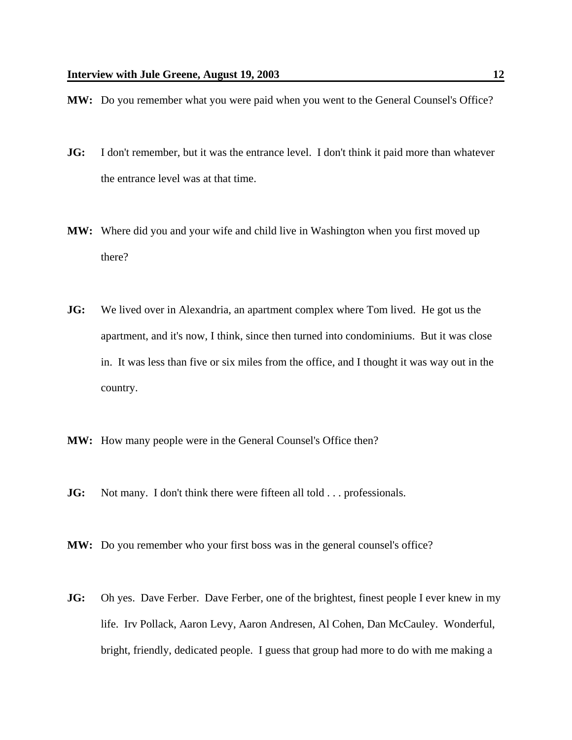**MW:** Do you remember what you were paid when you went to the General Counsel's Office?

**JG:** I don't remember, but it was the entrance level. I don't think it paid more than whatever the entrance level was at that time.

**MW:** Where did you and your wife and child live in Washington when you first moved up there?

**JG:** We lived over in Alexandria, an apartment complex where Tom lived. He got us the apartment, and it's now, I think, since then turned into condominiums. But it was close in. It was less than five or six miles from the office, and I thought it was way out in the country.

**MW:** How many people were in the General Counsel's Office then?

**JG:** Not many. I don't think there were fifteen all told . . . professionals.

**MW:** Do you remember who your first boss was in the general counsel's office?

**JG:** Oh yes. Dave Ferber. Dave Ferber, one of the brightest, finest people I ever knew in my life. Irv Pollack, Aaron Levy, Aaron Andresen, Al Cohen, Dan McCauley. Wonderful, bright, friendly, dedicated people. I guess that group had more to do with me making a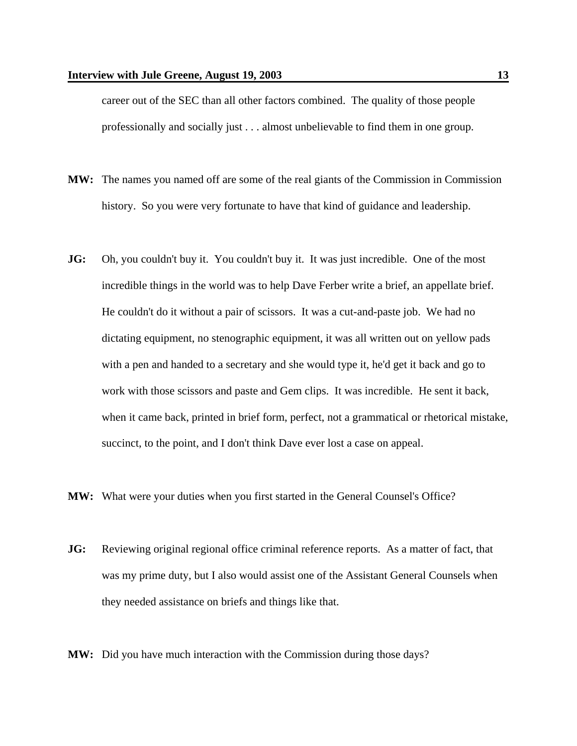career out of the SEC than all other factors combined. The quality of those people professionally and socially just . . . almost unbelievable to find them in one group.

**MW:** The names you named off are some of the real giants of the Commission in Commission history. So you were very fortunate to have that kind of guidance and leadership.

**JG:** Oh, you couldn't buy it. You couldn't buy it. It was just incredible. One of the most incredible things in the world was to help Dave Ferber write a brief, an appellate brief. He couldn't do it without a pair of scissors. It was a cut-and-paste job. We had no dictating equipment, no stenographic equipment, it was all written out on yellow pads with a pen and handed to a secretary and she would type it, he'd get it back and go to work with those scissors and paste and Gem clips. It was incredible. He sent it back, when it came back, printed in brief form, perfect, not a grammatical or rhetorical mistake, succinct, to the point, and I don't think Dave ever lost a case on appeal.

**MW:** What were your duties when you first started in the General Counsel's Office?

**JG:** Reviewing original regional office criminal reference reports. As a matter of fact, that was my prime duty, but I also would assist one of the Assistant General Counsels when they needed assistance on briefs and things like that.

**MW:** Did you have much interaction with the Commission during those days?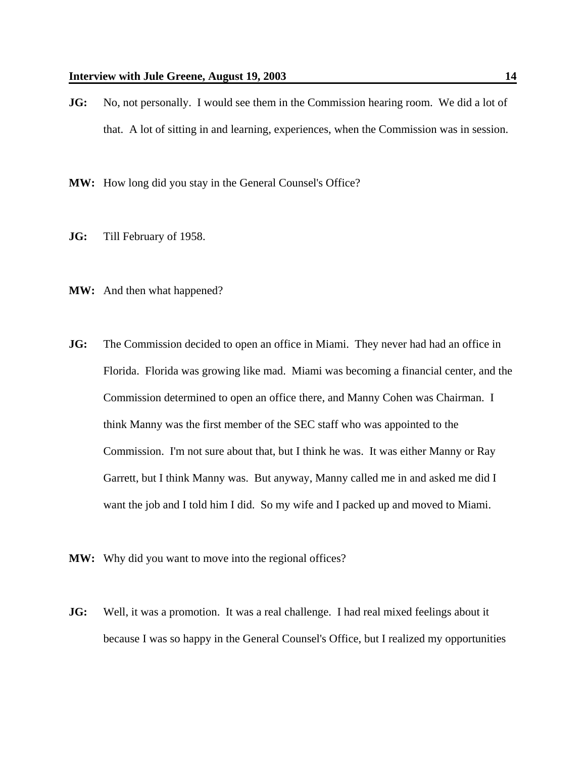**JG:** No, not personally. I would see them in the Commission hearing room. We did a lot of that. A lot of sitting in and learning, experiences, when the Commission was in session.

**MW:** How long did you stay in the General Counsel's Office?

**JG:** Till February of 1958.

**MW:** And then what happened?

**JG:** The Commission decided to open an office in Miami. They never had had an office in Florida. Florida was growing like mad. Miami was becoming a financial center, and the Commission determined to open an office there, and Manny Cohen was Chairman. I think Manny was the first member of the SEC staff who was appointed to the Commission. I'm not sure about that, but I think he was. It was either Manny or Ray Garrett, but I think Manny was. But anyway, Manny called me in and asked me did I want the job and I told him I did. So my wife and I packed up and moved to Miami.

**MW:** Why did you want to move into the regional offices?

**JG:** Well, it was a promotion. It was a real challenge. I had real mixed feelings about it because I was so happy in the General Counsel's Office, but I realized my opportunities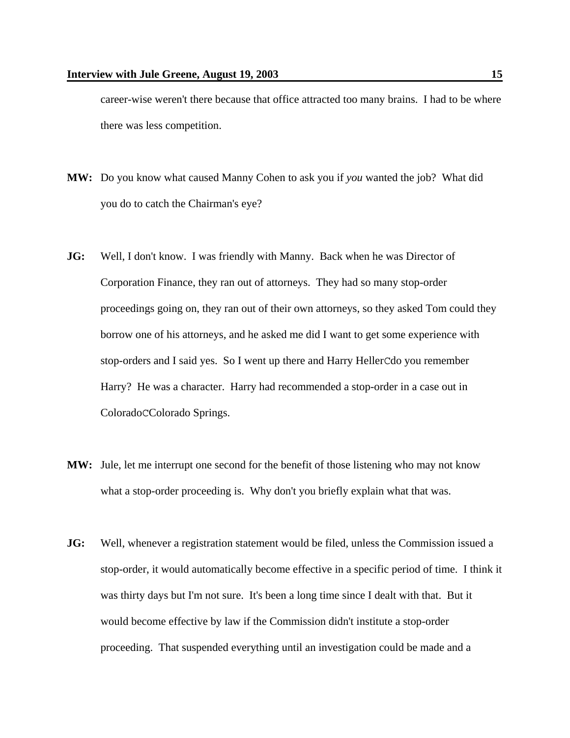career-wise weren't there because that office attracted too many brains. I had to be where there was less competition.

**MW:** Do you know what caused Manny Cohen to ask you if *you* wanted the job? What did you do to catch the Chairman's eye?

**JG:** Well, I don't know. I was friendly with Manny. Back when he was Director of Corporation Finance, they ran out of attorneys. They had so many stop-order proceedings going on, they ran out of their own attorneys, so they asked Tom could they borrow one of his attorneys, and he asked me did I want to get some experience with stop-orders and I said yes. So I went up there and Harry HellerCdo you remember Harry? He was a character. Harry had recommended a stop-order in a case out in ColoradoCColorado Springs.

**MW:** Jule, let me interrupt one second for the benefit of those listening who may not know what a stop-order proceeding is. Why don't you briefly explain what that was.

**JG:** Well, whenever a registration statement would be filed, unless the Commission issued a stop-order, it would automatically become effective in a specific period of time. I think it was thirty days but I'm not sure. It's been a long time since I dealt with that. But it would become effective by law if the Commission didn't institute a stop-order proceeding. That suspended everything until an investigation could be made and a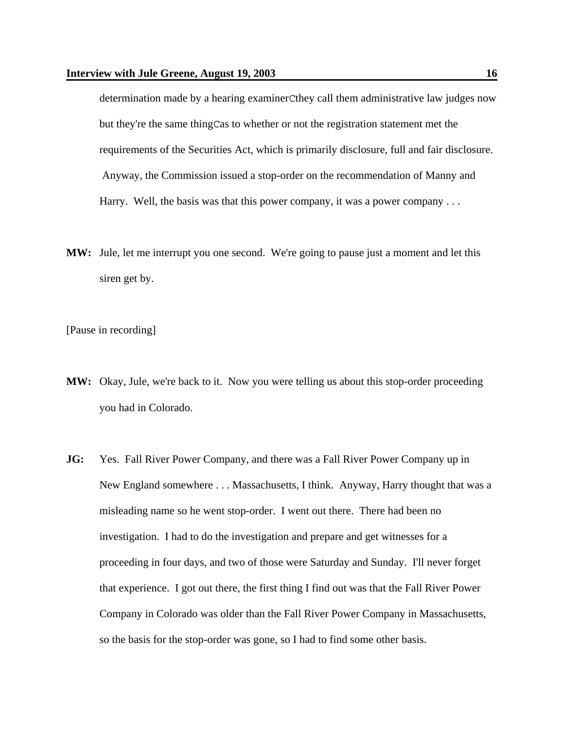determination made by a hearing examinerCthey call them administrative law judges now but they're the same thingCas to whether or not the registration statement met the requirements of the Securities Act, which is primarily disclosure, full and fair disclosure. Anyway, the Commission issued a stop-order on the recommendation of Manny and Harry. Well, the basis was that this power company, it was a power company . . .

**MW:** Jule, let me interrupt you one second. We're going to pause just a moment and let this siren get by.

[Pause in recording]

**MW:** Okay, Jule, we're back to it. Now you were telling us about this stop-order proceeding you had in Colorado.

**JG:** Yes. Fall River Power Company, and there was a Fall River Power Company up in New England somewhere . . . Massachusetts, I think. Anyway, Harry thought that was a misleading name so he went stop-order. I went out there. There had been no investigation. I had to do the investigation and prepare and get witnesses for a proceeding in four days, and two of those were Saturday and Sunday. I'll never forget that experience. I got out there, the first thing I find out was that the Fall River Power Company in Colorado was older than the Fall River Power Company in Massachusetts, so the basis for the stop-order was gone, so I had to find some other basis.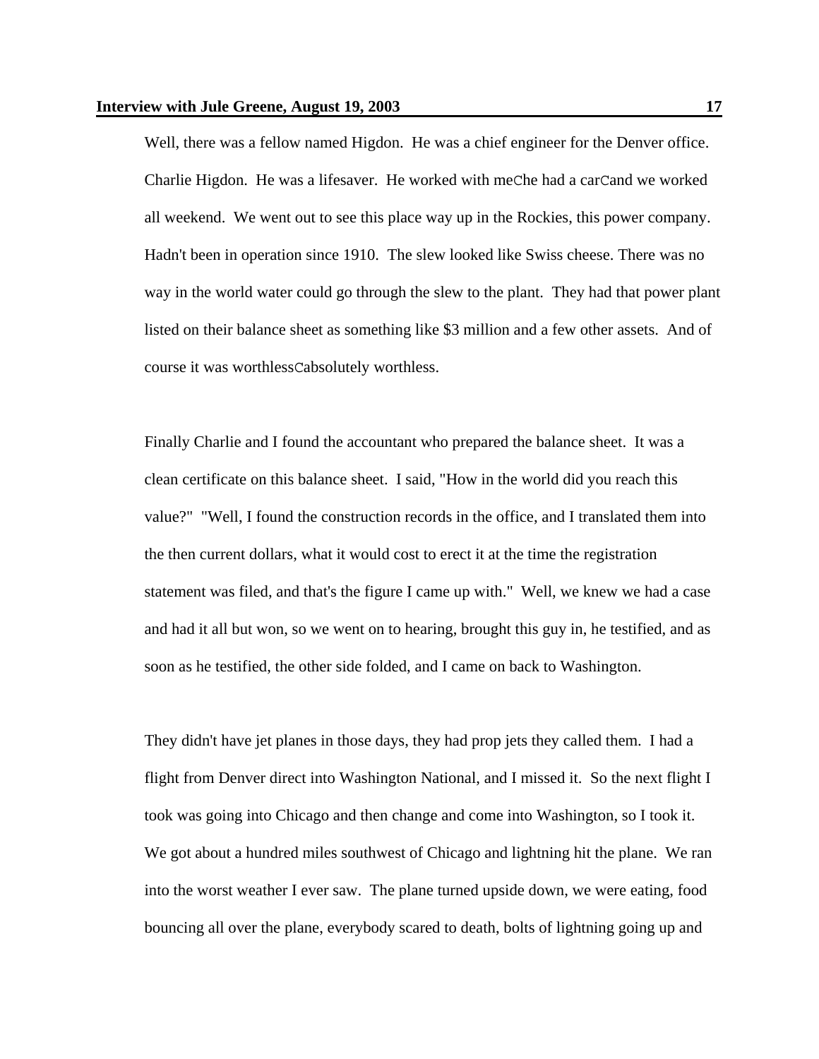Well, there was a fellow named Higdon. He was a chief engineer for the Denver office. Charlie Higdon. He was a lifesaver. He worked with meChe had a carCand we worked all weekend. We went out to see this place way up in the Rockies, this power company. Hadn't been in operation since 1910. The slew looked like Swiss cheese. There was no way in the world water could go through the slew to the plant. They had that power plant listed on their balance sheet as something like $3 million and a few other assets. And of course it was worthlessCabsolutely worthless.

Finally Charlie and I found the accountant who prepared the balance sheet. It was a clean certificate on this balance sheet. I said, "How in the world did you reach this value?" "Well, I found the construction records in the office, and I translated them into the then current dollars, what it would cost to erect it at the time the registration statement was filed, and that's the figure I came up with." Well, we knew we had a case and had it all but won, so we went on to hearing, brought this guy in, he testified, and as soon as he testified, the other side folded, and I came on back to Washington.

They didn't have jet planes in those days, they had prop jets they called them. I had a flight from Denver direct into Washington National, and I missed it. So the next flight I took was going into Chicago and then change and come into Washington, so I took it. We got about a hundred miles southwest of Chicago and lightning hit the plane. We ran into the worst weather I ever saw. The plane turned upside down, we were eating, food bouncing all over the plane, everybody scared to death, bolts of lightning going up and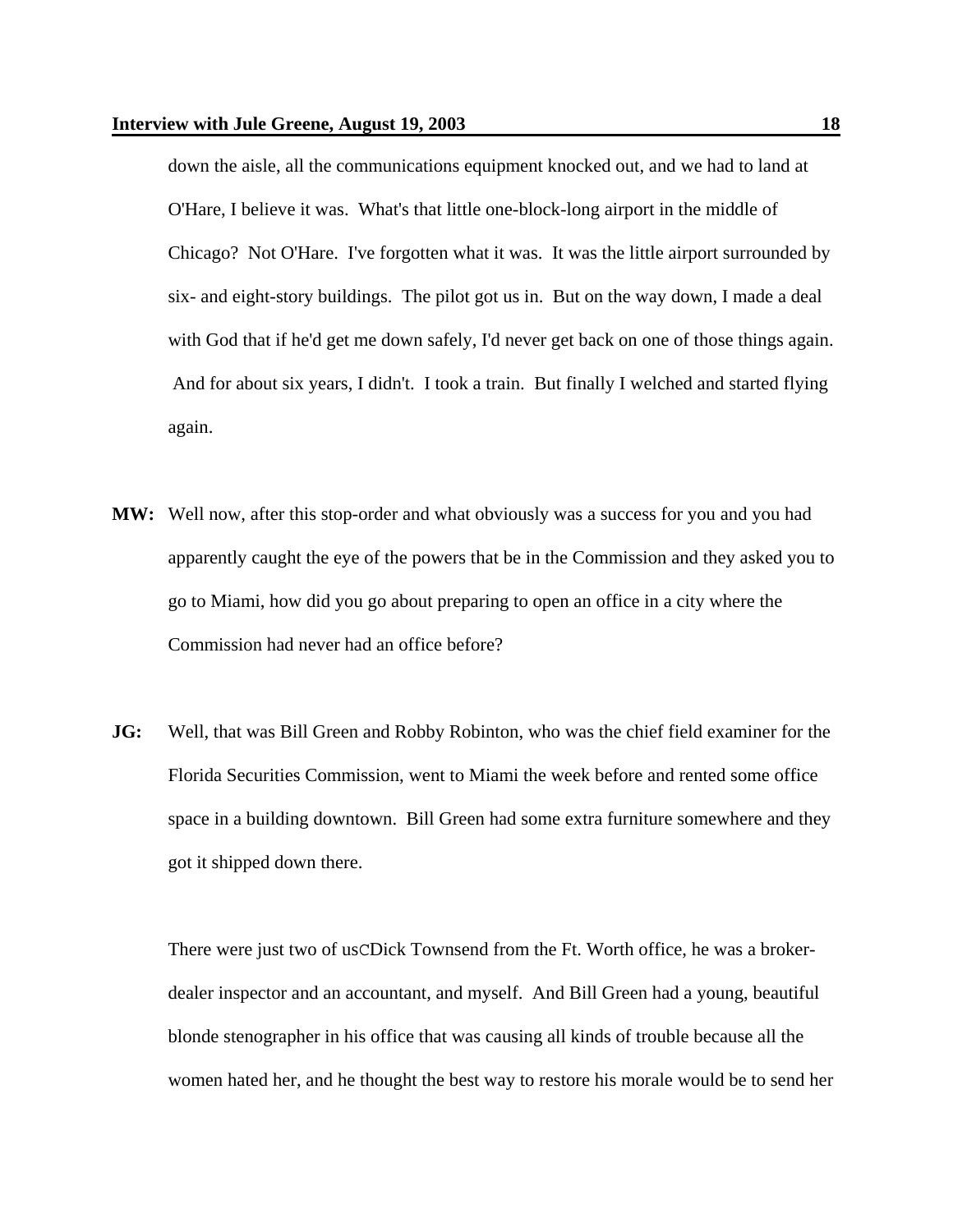down the aisle, all the communications equipment knocked out, and we had to land at O'Hare, I believe it was. What's that little one-block-long airport in the middle of Chicago? Not O'Hare. I've forgotten what it was. It was the little airport surrounded by six- and eight-story buildings. The pilot got us in. But on the way down, I made a deal with God that if he'd get me down safely, I'd never get back on one of those things again. And for about six years, I didn't. I took a train. But finally I welched and started flying again.

**MW:** Well now, after this stop-order and what obviously was a success for you and you had apparently caught the eye of the powers that be in the Commission and they asked you to go to Miami, how did you go about preparing to open an office in a city where the Commission had never had an office before?

**JG:** Well, that was Bill Green and Robby Robinton, who was the chief field examiner for the Florida Securities Commission, went to Miami the week before and rented some office space in a building downtown. Bill Green had some extra furniture somewhere and they got it shipped down there.

There were just two of usCDick Townsend from the Ft. Worth office, he was a broker-dealer inspector and an accountant, and myself. And Bill Green had a young, beautiful blonde stenographer in his office that was causing all kinds of trouble because all the women hated her, and he thought the best way to restore his morale would be to send her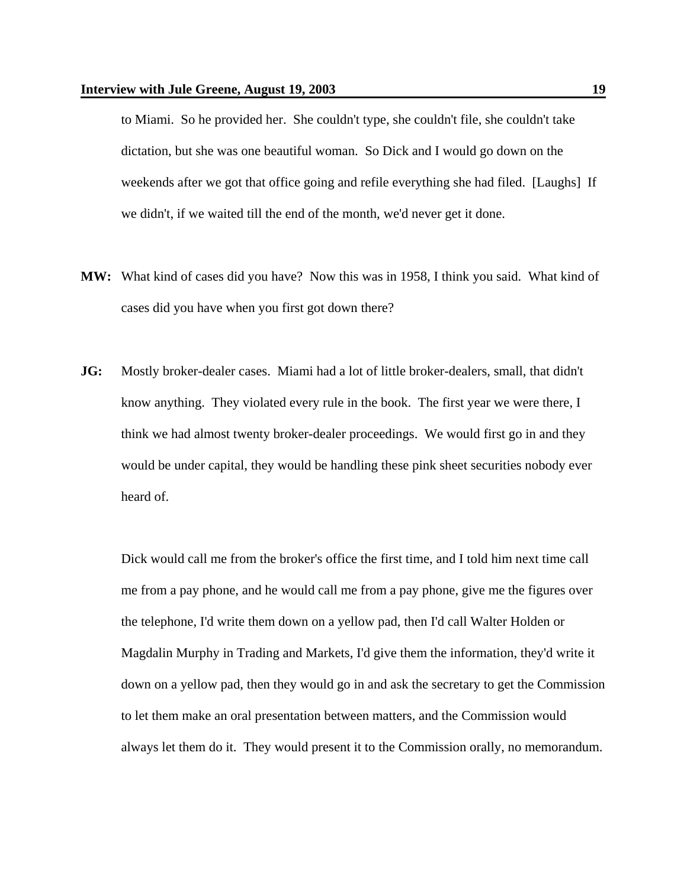to Miami. So he provided her. She couldn't type, she couldn't file, she couldn't take dictation, but she was one beautiful woman. So Dick and I would go down on the weekends after we got that office going and refile everything she had filed. [Laughs] If we didn't, if we waited till the end of the month, we'd never get it done.

**MW:** What kind of cases did you have? Now this was in 1958, I think you said. What kind of cases did you have when you first got down there?

**JG:** Mostly broker-dealer cases. Miami had a lot of little broker-dealers, small, that didn't know anything. They violated every rule in the book. The first year we were there, I think we had almost twenty broker-dealer proceedings. We would first go in and they would be under capital, they would be handling these pink sheet securities nobody ever heard of.

Dick would call me from the broker's office the first time, and I told him next time call me from a pay phone, and he would call me from a pay phone, give me the figures over the telephone, I'd write them down on a yellow pad, then I'd call Walter Holden or Magdalin Murphy in Trading and Markets, I'd give them the information, they'd write it down on a yellow pad, then they would go in and ask the secretary to get the Commission to let them make an oral presentation between matters, and the Commission would always let them do it. They would present it to the Commission orally, no memorandum.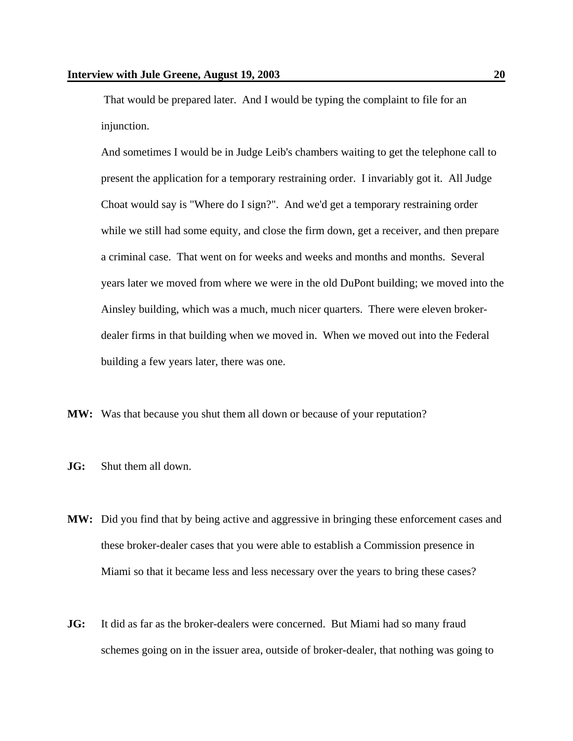That would be prepared later. And I would be typing the complaint to file for an injunction.

And sometimes I would be in Judge Leib's chambers waiting to get the telephone call to present the application for a temporary restraining order. I invariably got it. All Judge Choat would say is "Where do I sign?". And we'd get a temporary restraining order while we still had some equity, and close the firm down, get a receiver, and then prepare a criminal case. That went on for weeks and weeks and months and months. Several years later we moved from where we were in the old DuPont building; we moved into the Ainsley building, which was a much, much nicer quarters. There were eleven broker-dealer firms in that building when we moved in. When we moved out into the Federal building a few years later, there was one.

**MW:** Was that because you shut them all down or because of your reputation?

**JG:** Shut them all down.

**MW:** Did you find that by being active and aggressive in bringing these enforcement cases and these broker-dealer cases that you were able to establish a Commission presence in Miami so that it became less and less necessary over the years to bring these cases?

**JG:** It did as far as the broker-dealers were concerned. But Miami had so many fraud schemes going on in the issuer area, outside of broker-dealer, that nothing was going to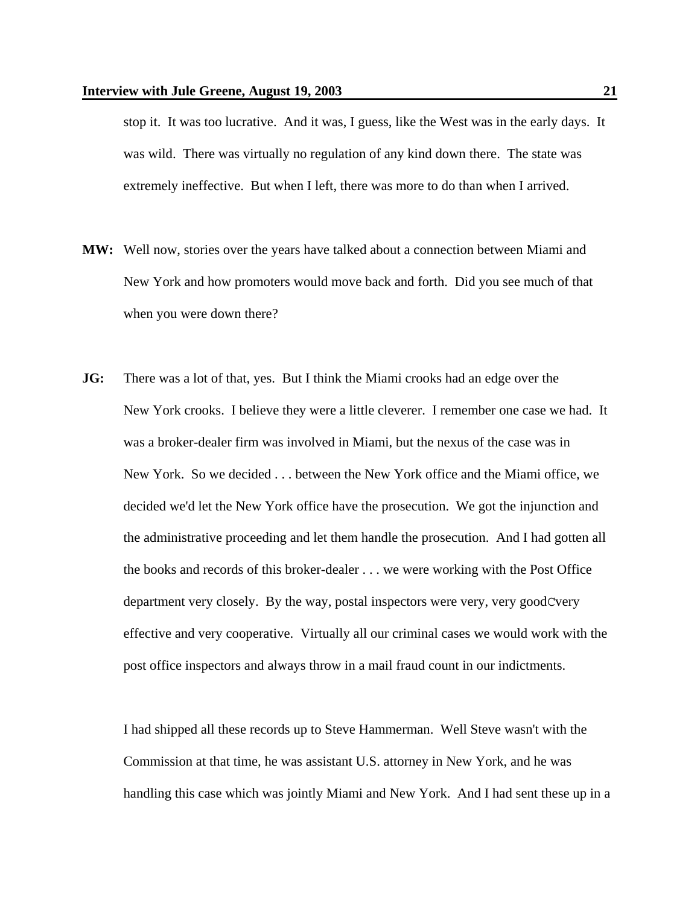stop it.  It was too lucrative.  And it was, I guess, like the West was in the early days.  It was wild.  There was virtually no regulation of any kind down there.  The state was extremely ineffective.  But when I left, there was more to do than when I arrived.

**MW:** Well now, stories over the years have talked about a connection between Miami and New York and how promoters would move back and forth.  Did you see much of that when you were down there?

**JG:** There was a lot of that, yes.  But I think the Miami crooks had an edge over the New York crooks.  I believe they were a little cleverer.  I remember one case we had.  It was a broker-dealer firm was involved in Miami, but the nexus of the case was in New York.  So we decided . . . between the New York office and the Miami office, we decided we'd let the New York office have the prosecution.  We got the injunction and the administrative proceeding and let them handle the prosecution.  And I had gotten all the books and records of this broker-dealer . . . we were working with the Post Office department very closely.  By the way, postal inspectors were very, very goodCvery effective and very cooperative.  Virtually all our criminal cases we would work with the post office inspectors and always throw in a mail fraud count in our indictments.

I had shipped all these records up to Steve Hammerman.  Well Steve wasn't with the Commission at that time, he was assistant U.S. attorney in New York, and he was handling this case which was jointly Miami and New York.  And I had sent these up in a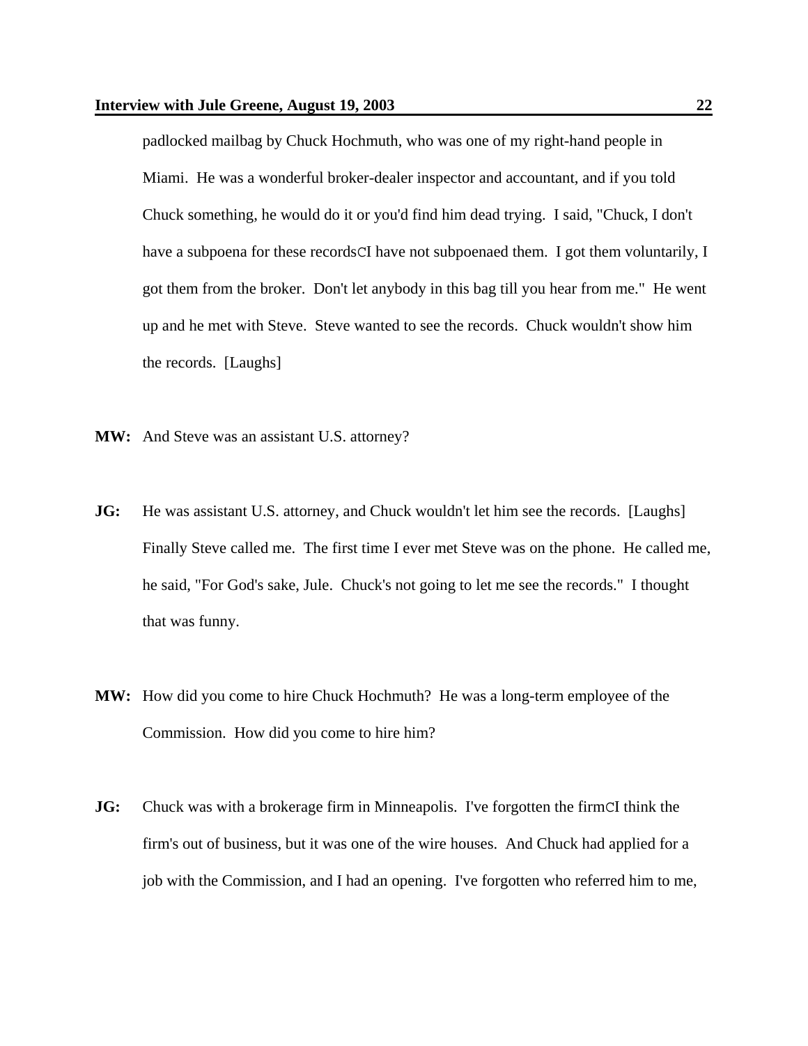padlocked mailbag by Chuck Hochmuth, who was one of my right-hand people in Miami. He was a wonderful broker-dealer inspector and accountant, and if you told Chuck something, he would do it or you'd find him dead trying. I said, "Chuck, I don't have a subpoena for these recordsCI have not subpoenaed them. I got them voluntarily, I got them from the broker. Don't let anybody in this bag till you hear from me." He went up and he met with Steve. Steve wanted to see the records. Chuck wouldn't show him the records. [Laughs]

**MW:** And Steve was an assistant U.S. attorney?

**JG:** He was assistant U.S. attorney, and Chuck wouldn't let him see the records. [Laughs] Finally Steve called me. The first time I ever met Steve was on the phone. He called me, he said, "For God's sake, Jule. Chuck's not going to let me see the records." I thought that was funny.

**MW:** How did you come to hire Chuck Hochmuth? He was a long-term employee of the Commission. How did you come to hire him?

**JG:** Chuck was with a brokerage firm in Minneapolis. I've forgotten the firmCI think the firm's out of business, but it was one of the wire houses. And Chuck had applied for a job with the Commission, and I had an opening. I've forgotten who referred him to me,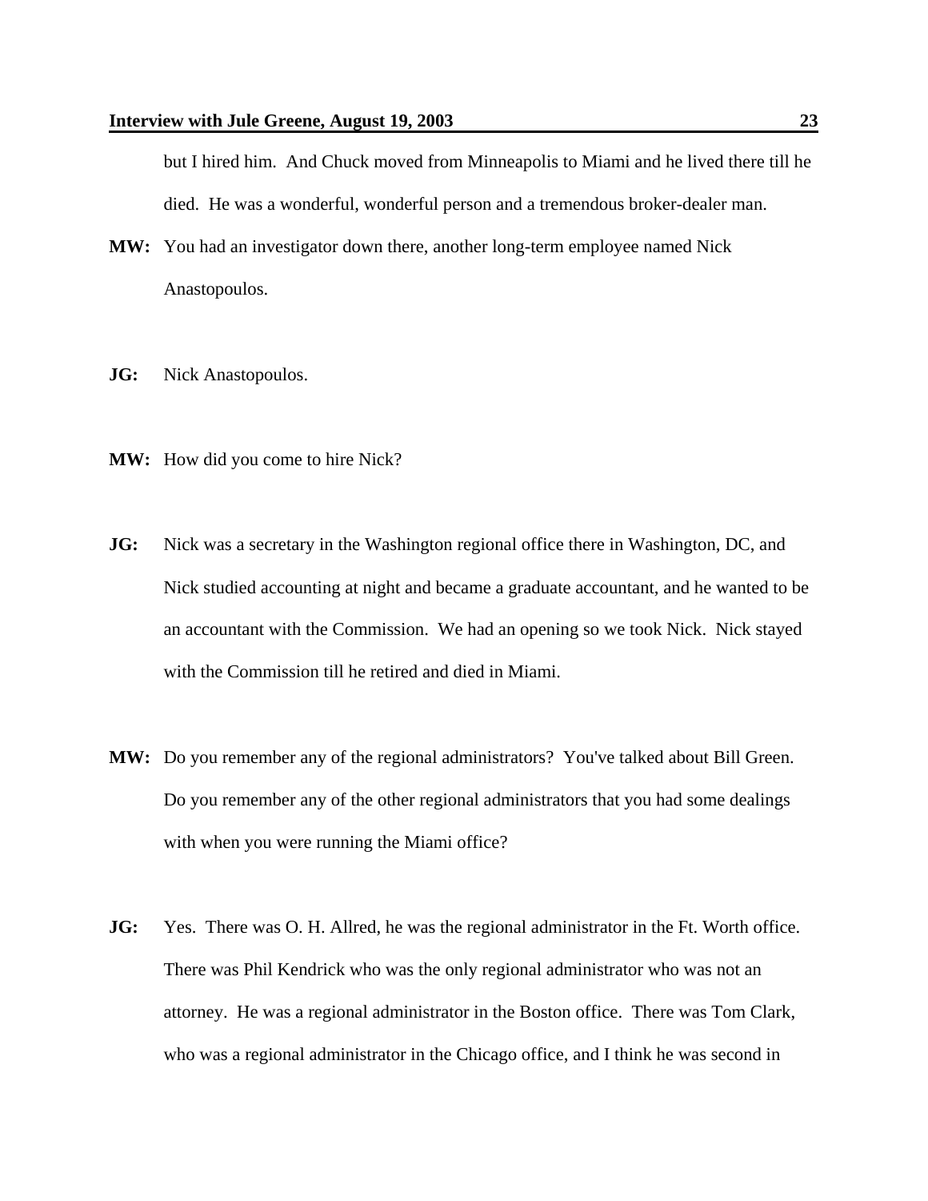but I hired him. And Chuck moved from Minneapolis to Miami and he lived there till he died. He was a wonderful, wonderful person and a tremendous broker-dealer man.

**MW:** You had an investigator down there, another long-term employee named Nick Anastopoulos.

**JG:** Nick Anastopoulos.

**MW:** How did you come to hire Nick?

**JG:** Nick was a secretary in the Washington regional office there in Washington, DC, and Nick studied accounting at night and became a graduate accountant, and he wanted to be an accountant with the Commission. We had an opening so we took Nick. Nick stayed with the Commission till he retired and died in Miami.

**MW:** Do you remember any of the regional administrators? You've talked about Bill Green. Do you remember any of the other regional administrators that you had some dealings with when you were running the Miami office?

**JG:** Yes. There was O. H. Allred, he was the regional administrator in the Ft. Worth office. There was Phil Kendrick who was the only regional administrator who was not an attorney. He was a regional administrator in the Boston office. There was Tom Clark, who was a regional administrator in the Chicago office, and I think he was second in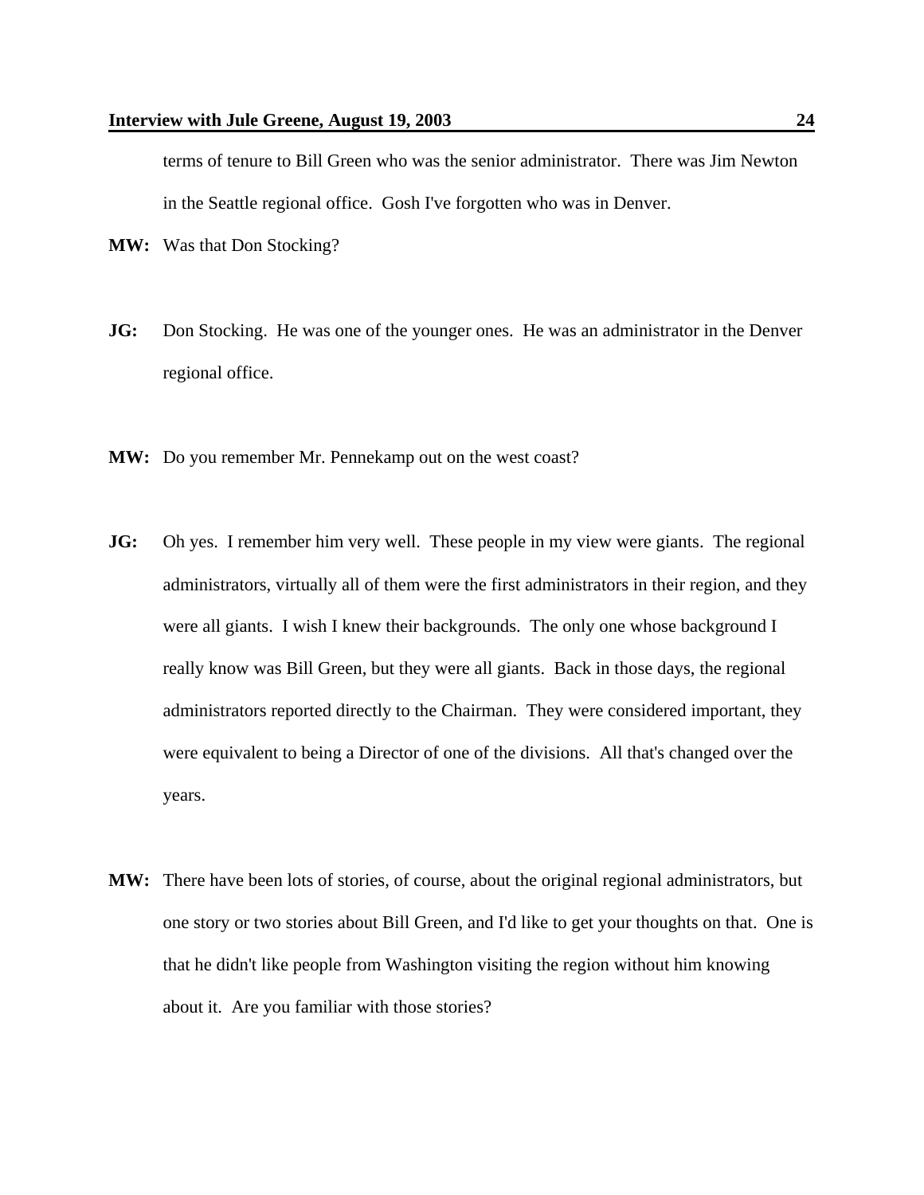terms of tenure to Bill Green who was the senior administrator. There was Jim Newton in the Seattle regional office. Gosh I've forgotten who was in Denver.

**MW:** Was that Don Stocking?

**JG:** Don Stocking. He was one of the younger ones. He was an administrator in the Denver regional office.

**MW:** Do you remember Mr. Pennekamp out on the west coast?

**JG:** Oh yes. I remember him very well. These people in my view were giants. The regional administrators, virtually all of them were the first administrators in their region, and they were all giants. I wish I knew their backgrounds. The only one whose background I really know was Bill Green, but they were all giants. Back in those days, the regional administrators reported directly to the Chairman. They were considered important, they were equivalent to being a Director of one of the divisions. All that's changed over the years.

**MW:** There have been lots of stories, of course, about the original regional administrators, but one story or two stories about Bill Green, and I'd like to get your thoughts on that. One is that he didn't like people from Washington visiting the region without him knowing about it. Are you familiar with those stories?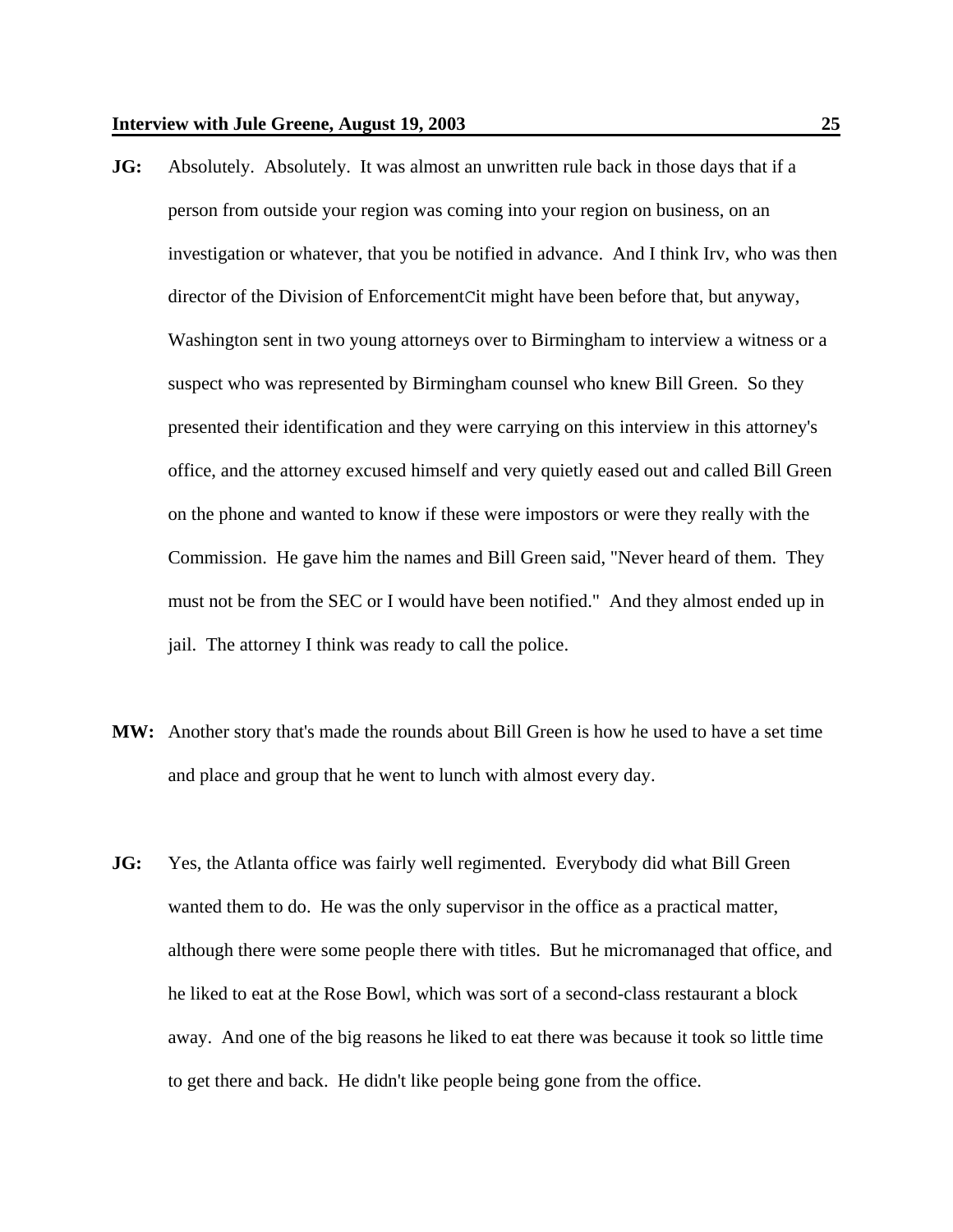**JG:** Absolutely. Absolutely. It was almost an unwritten rule back in those days that if a person from outside your region was coming into your region on business, on an investigation or whatever, that you be notified in advance. And I think Irv, who was then director of the Division of EnforcementCit might have been before that, but anyway, Washington sent in two young attorneys over to Birmingham to interview a witness or a suspect who was represented by Birmingham counsel who knew Bill Green. So they presented their identification and they were carrying on this interview in this attorney's office, and the attorney excused himself and very quietly eased out and called Bill Green on the phone and wanted to know if these were impostors or were they really with the Commission. He gave him the names and Bill Green said, "Never heard of them. They must not be from the SEC or I would have been notified." And they almost ended up in jail. The attorney I think was ready to call the police.

**MW:** Another story that's made the rounds about Bill Green is how he used to have a set time and place and group that he went to lunch with almost every day.

**JG:** Yes, the Atlanta office was fairly well regimented. Everybody did what Bill Green wanted them to do. He was the only supervisor in the office as a practical matter, although there were some people there with titles. But he micromanaged that office, and he liked to eat at the Rose Bowl, which was sort of a second-class restaurant a block away. And one of the big reasons he liked to eat there was because it took so little time to get there and back. He didn't like people being gone from the office.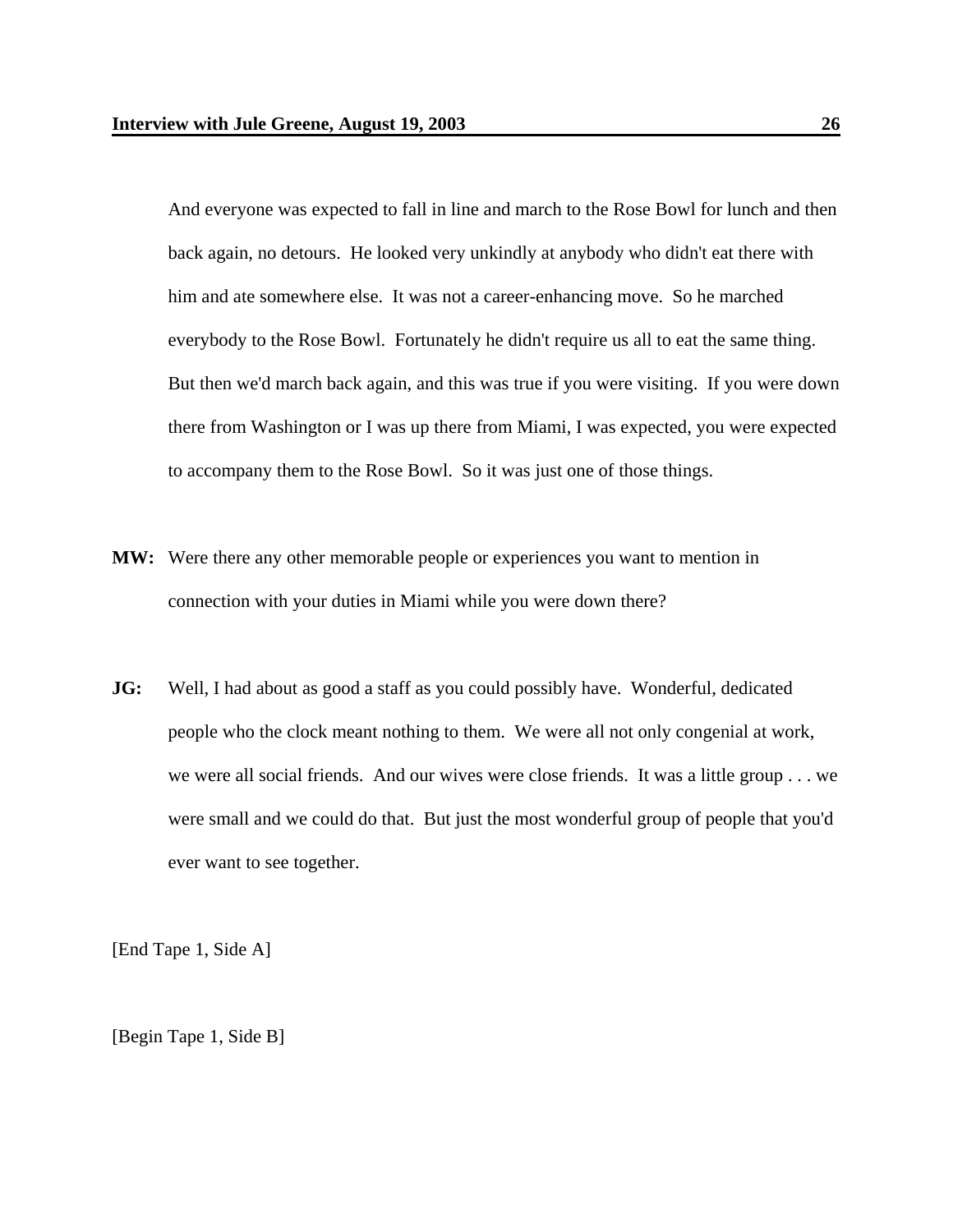And everyone was expected to fall in line and march to the Rose Bowl for lunch and then back again, no detours. He looked very unkindly at anybody who didn't eat there with him and ate somewhere else. It was not a career-enhancing move. So he marched everybody to the Rose Bowl. Fortunately he didn't require us all to eat the same thing. But then we'd march back again, and this was true if you were visiting. If you were down there from Washington or I was up there from Miami, I was expected, you were expected to accompany them to the Rose Bowl. So it was just one of those things.

**MW:** Were there any other memorable people or experiences you want to mention in connection with your duties in Miami while you were down there?

**JG:** Well, I had about as good a staff as you could possibly have. Wonderful, dedicated people who the clock meant nothing to them. We were all not only congenial at work, we were all social friends. And our wives were close friends. It was a little group . . . we were small and we could do that. But just the most wonderful group of people that you'd ever want to see together.

[End Tape 1, Side A]

[Begin Tape 1, Side B]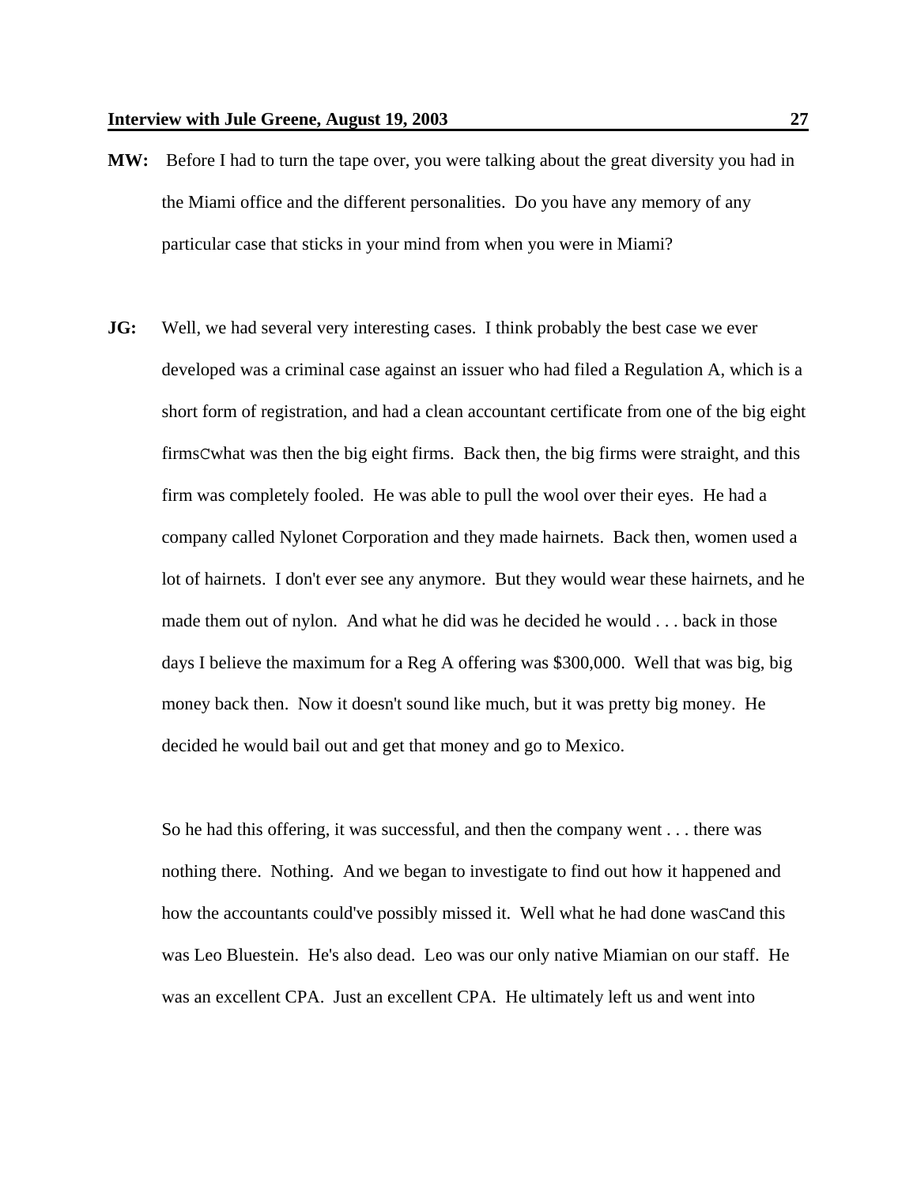**MW:** Before I had to turn the tape over, you were talking about the great diversity you had in the Miami office and the different personalities. Do you have any memory of any particular case that sticks in your mind from when you were in Miami?

**JG:** Well, we had several very interesting cases. I think probably the best case we ever developed was a criminal case against an issuer who had filed a Regulation A, which is a short form of registration, and had a clean accountant certificate from one of the big eight firmsCwhat was then the big eight firms. Back then, the big firms were straight, and this firm was completely fooled. He was able to pull the wool over their eyes. He had a company called Nylonet Corporation and they made hairnets. Back then, women used a lot of hairnets. I don't ever see any anymore. But they would wear these hairnets, and he made them out of nylon. And what he did was he decided he would . . . back in those days I believe the maximum for a Reg A offering was $300,000. Well that was big, big money back then. Now it doesn't sound like much, but it was pretty big money. He decided he would bail out and get that money and go to Mexico.

So he had this offering, it was successful, and then the company went . . . there was nothing there. Nothing. And we began to investigate to find out how it happened and how the accountants could've possibly missed it. Well what he had done wasCand this was Leo Bluestein. He's also dead. Leo was our only native Miamian on our staff. He was an excellent CPA. Just an excellent CPA. He ultimately left us and went into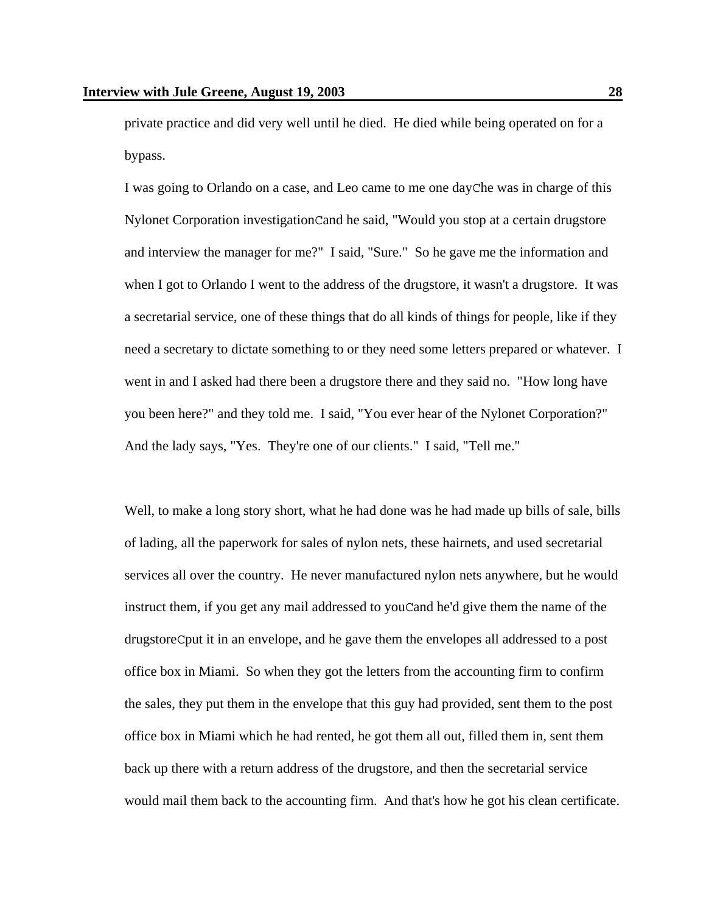private practice and did very well until he died. He died while being operated on for a bypass.

I was going to Orlando on a case, and Leo came to me one dayChe was in charge of this Nylonet Corporation investigationCand he said, "Would you stop at a certain drugstore and interview the manager for me?" I said, "Sure." So he gave me the information and when I got to Orlando I went to the address of the drugstore, it wasn't a drugstore. It was a secretarial service, one of these things that do all kinds of things for people, like if they need a secretary to dictate something to or they need some letters prepared or whatever. I went in and I asked had there been a drugstore there and they said no. "How long have you been here?" and they told me. I said, "You ever hear of the Nylonet Corporation?" And the lady says, "Yes. They're one of our clients." I said, "Tell me."

Well, to make a long story short, what he had done was he had made up bills of sale, bills of lading, all the paperwork for sales of nylon nets, these hairnets, and used secretarial services all over the country. He never manufactured nylon nets anywhere, but he would instruct them, if you get any mail addressed to youCand he'd give them the name of the drugstoreCput it in an envelope, and he gave them the envelopes all addressed to a post office box in Miami. So when they got the letters from the accounting firm to confirm the sales, they put them in the envelope that this guy had provided, sent them to the post office box in Miami which he had rented, he got them all out, filled them in, sent them back up there with a return address of the drugstore, and then the secretarial service would mail them back to the accounting firm. And that's how he got his clean certificate.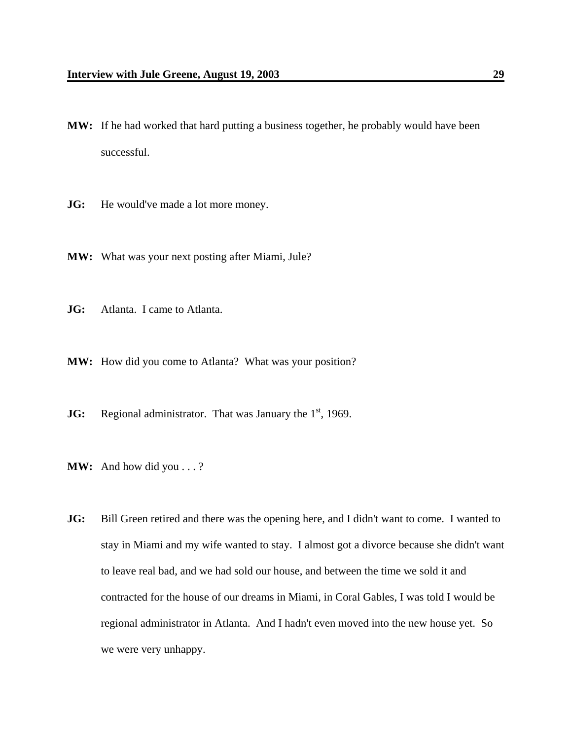**MW:** If he had worked that hard putting a business together, he probably would have been successful.

**JG:** He would've made a lot more money.

**MW:** What was your next posting after Miami, Jule?

**JG:** Atlanta. I came to Atlanta.

**MW:** How did you come to Atlanta? What was your position?

**JG:** Regional administrator. That was January the 1st, 1969.

**MW:** And how did you . . . ?

**JG:** Bill Green retired and there was the opening here, and I didn't want to come. I wanted to stay in Miami and my wife wanted to stay. I almost got a divorce because she didn't want to leave real bad, and we had sold our house, and between the time we sold it and contracted for the house of our dreams in Miami, in Coral Gables, I was told I would be regional administrator in Atlanta. And I hadn't even moved into the new house yet. So we were very unhappy.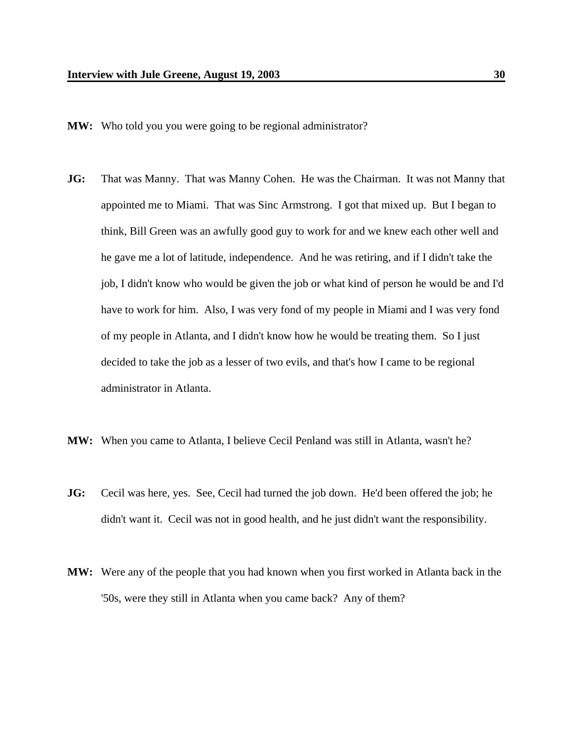**MW:** Who told you you were going to be regional administrator?

**JG:** That was Manny. That was Manny Cohen. He was the Chairman. It was not Manny that appointed me to Miami. That was Sinc Armstrong. I got that mixed up. But I began to think, Bill Green was an awfully good guy to work for and we knew each other well and he gave me a lot of latitude, independence. And he was retiring, and if I didn't take the job, I didn't know who would be given the job or what kind of person he would be and I'd have to work for him. Also, I was very fond of my people in Miami and I was very fond of my people in Atlanta, and I didn't know how he would be treating them. So I just decided to take the job as a lesser of two evils, and that's how I came to be regional administrator in Atlanta.

**MW:** When you came to Atlanta, I believe Cecil Penland was still in Atlanta, wasn't he?

**JG:** Cecil was here, yes. See, Cecil had turned the job down. He'd been offered the job; he didn't want it. Cecil was not in good health, and he just didn't want the responsibility.

**MW:** Were any of the people that you had known when you first worked in Atlanta back in the '50s, were they still in Atlanta when you came back? Any of them?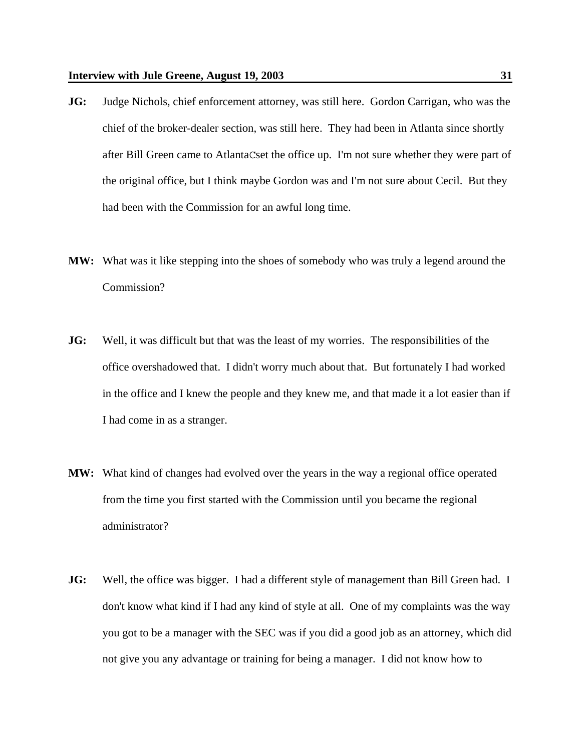**JG:** Judge Nichols, chief enforcement attorney, was still here. Gordon Carrigan, who was the chief of the broker-dealer section, was still here. They had been in Atlanta since shortly after Bill Green came to AtlantaCset the office up. I'm not sure whether they were part of the original office, but I think maybe Gordon was and I'm not sure about Cecil. But they had been with the Commission for an awful long time.

**MW:** What was it like stepping into the shoes of somebody who was truly a legend around the Commission?

**JG:** Well, it was difficult but that was the least of my worries. The responsibilities of the office overshadowed that. I didn't worry much about that. But fortunately I had worked in the office and I knew the people and they knew me, and that made it a lot easier than if I had come in as a stranger.

**MW:** What kind of changes had evolved over the years in the way a regional office operated from the time you first started with the Commission until you became the regional administrator?

**JG:** Well, the office was bigger. I had a different style of management than Bill Green had. I don't know what kind if I had any kind of style at all. One of my complaints was the way you got to be a manager with the SEC was if you did a good job as an attorney, which did not give you any advantage or training for being a manager. I did not know how to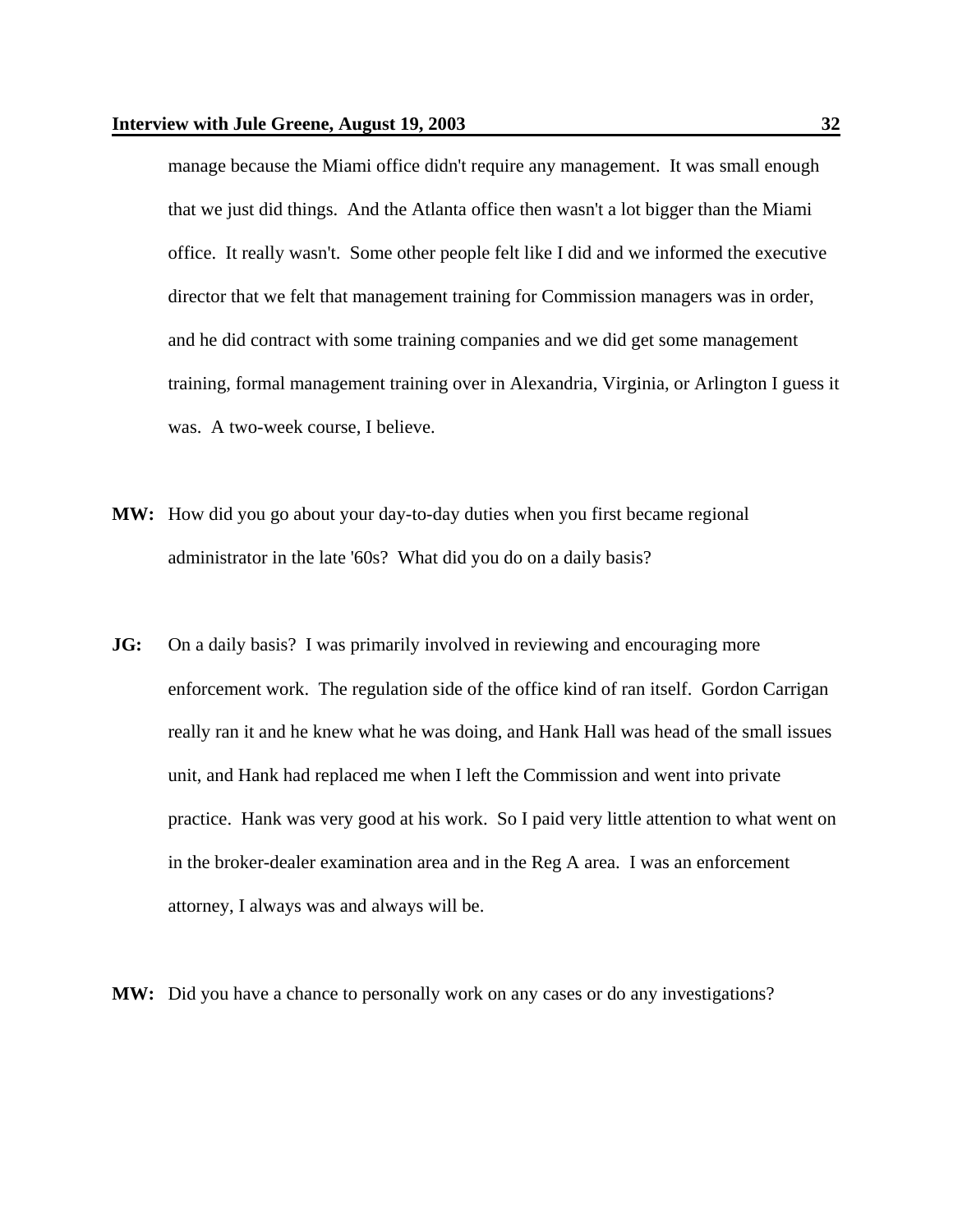manage because the Miami office didn't require any management. It was small enough that we just did things. And the Atlanta office then wasn't a lot bigger than the Miami office. It really wasn't. Some other people felt like I did and we informed the executive director that we felt that management training for Commission managers was in order, and he did contract with some training companies and we did get some management training, formal management training over in Alexandria, Virginia, or Arlington I guess it was. A two-week course, I believe.

**MW:** How did you go about your day-to-day duties when you first became regional administrator in the late '60s? What did you do on a daily basis?

**JG:** On a daily basis? I was primarily involved in reviewing and encouraging more enforcement work. The regulation side of the office kind of ran itself. Gordon Carrigan really ran it and he knew what he was doing, and Hank Hall was head of the small issues unit, and Hank had replaced me when I left the Commission and went into private practice. Hank was very good at his work. So I paid very little attention to what went on in the broker-dealer examination area and in the Reg A area. I was an enforcement attorney, I always was and always will be.

**MW:** Did you have a chance to personally work on any cases or do any investigations?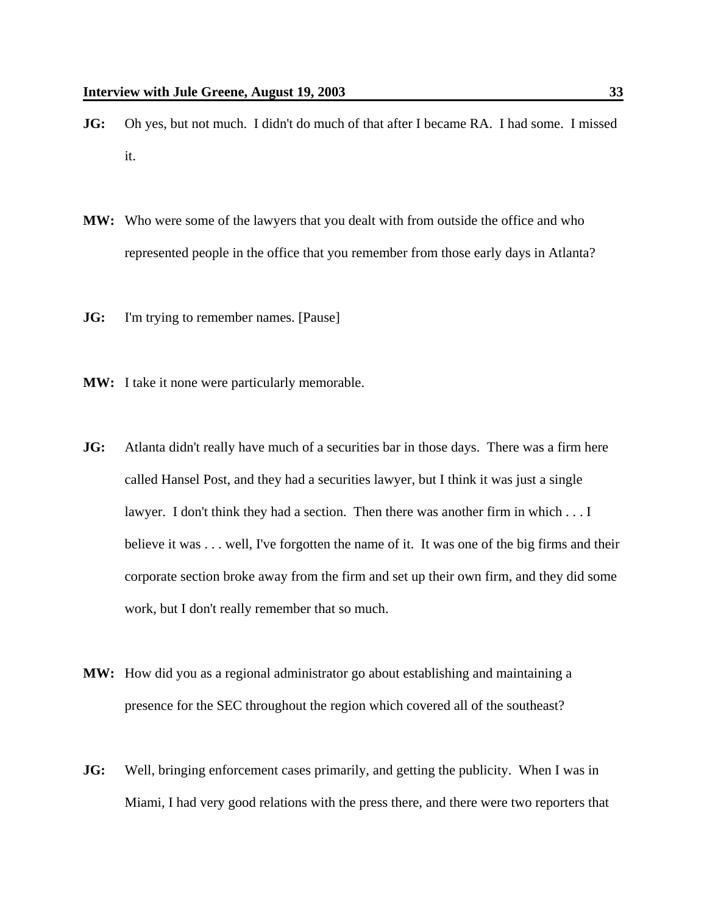**JG:** Oh yes, but not much. I didn't do much of that after I became RA. I had some. I missed it.

**MW:** Who were some of the lawyers that you dealt with from outside the office and who represented people in the office that you remember from those early days in Atlanta?

**JG:** I'm trying to remember names. [Pause]

**MW:** I take it none were particularly memorable.

**JG:** Atlanta didn't really have much of a securities bar in those days. There was a firm here called Hansel Post, and they had a securities lawyer, but I think it was just a single lawyer. I don't think they had a section. Then there was another firm in which . . . I believe it was . . . well, I've forgotten the name of it. It was one of the big firms and their corporate section broke away from the firm and set up their own firm, and they did some work, but I don't really remember that so much.

**MW:** How did you as a regional administrator go about establishing and maintaining a presence for the SEC throughout the region which covered all of the southeast?

**JG:** Well, bringing enforcement cases primarily, and getting the publicity. When I was in Miami, I had very good relations with the press there, and there were two reporters that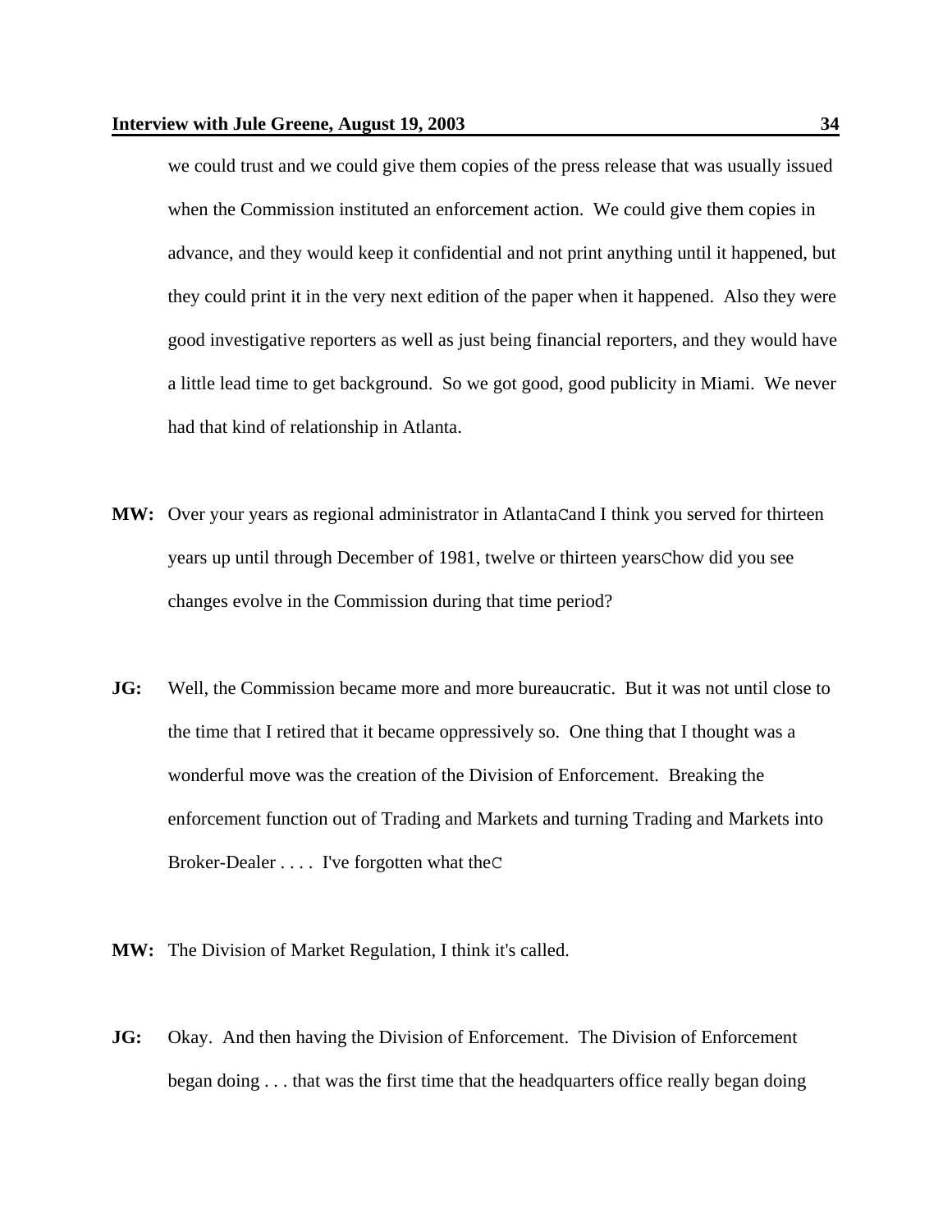we could trust and we could give them copies of the press release that was usually issued when the Commission instituted an enforcement action. We could give them copies in advance, and they would keep it confidential and not print anything until it happened, but they could print it in the very next edition of the paper when it happened. Also they were good investigative reporters as well as just being financial reporters, and they would have a little lead time to get background. So we got good, good publicity in Miami. We never had that kind of relationship in Atlanta.

**MW:** Over your years as regional administrator in AtlantaCand I think you served for thirteen years up until through December of 1981, twelve or thirteen yearsChow did you see changes evolve in the Commission during that time period?

**JG:** Well, the Commission became more and more bureaucratic. But it was not until close to the time that I retired that it became oppressively so. One thing that I thought was a wonderful move was the creation of the Division of Enforcement. Breaking the enforcement function out of Trading and Markets and turning Trading and Markets into Broker-Dealer . . . . I've forgotten what theC

**MW:** The Division of Market Regulation, I think it's called.

**JG:** Okay. And then having the Division of Enforcement. The Division of Enforcement began doing . . . that was the first time that the headquarters office really began doing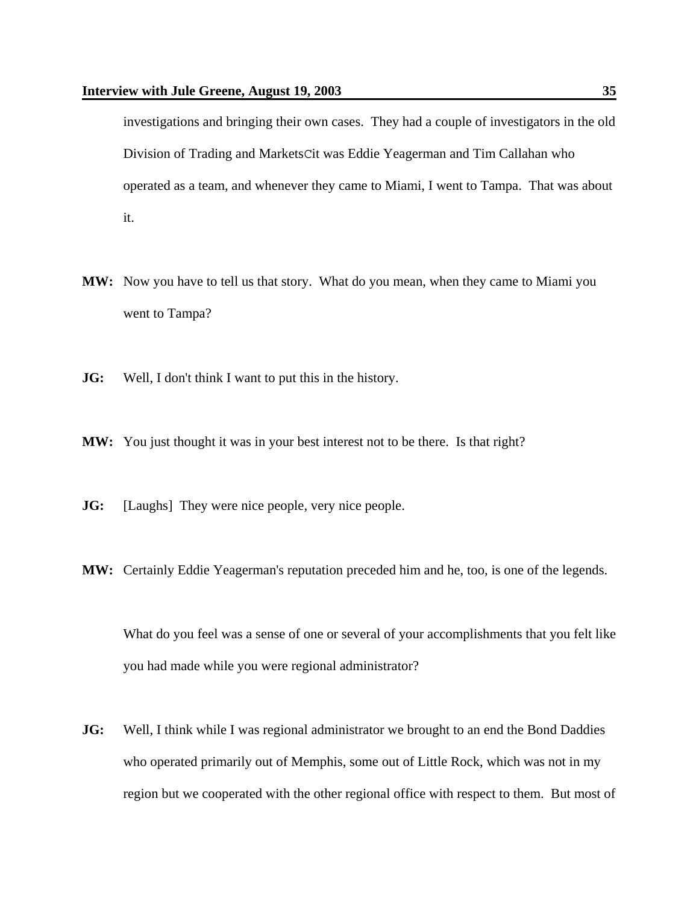investigations and bringing their own cases. They had a couple of investigators in the old Division of Trading and MarketsCit was Eddie Yeagerman and Tim Callahan who operated as a team, and whenever they came to Miami, I went to Tampa. That was about it.

**MW:** Now you have to tell us that story. What do you mean, when they came to Miami you went to Tampa?

**JG:** Well, I don't think I want to put this in the history.

**MW:** You just thought it was in your best interest not to be there. Is that right?

**JG:** [Laughs] They were nice people, very nice people.

**MW:** Certainly Eddie Yeagerman's reputation preceded him and he, too, is one of the legends.

What do you feel was a sense of one or several of your accomplishments that you felt like you had made while you were regional administrator?

**JG:** Well, I think while I was regional administrator we brought to an end the Bond Daddies who operated primarily out of Memphis, some out of Little Rock, which was not in my region but we cooperated with the other regional office with respect to them. But most of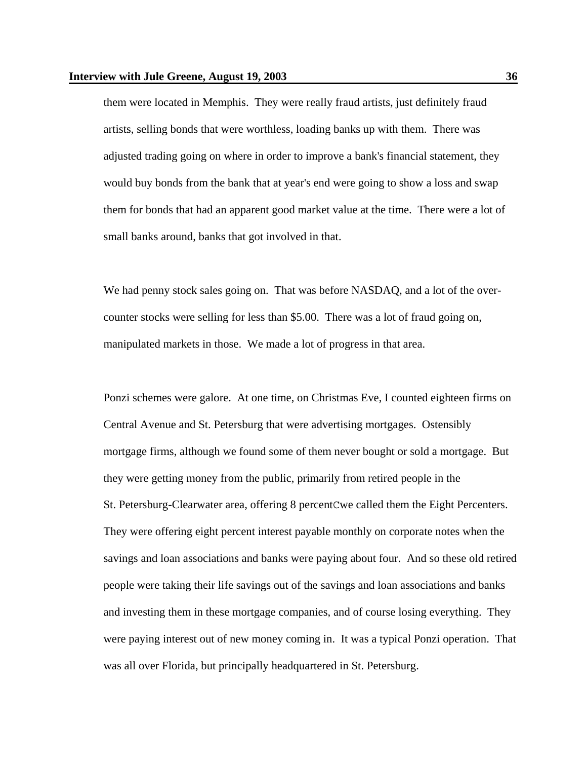them were located in Memphis. They were really fraud artists, just definitely fraud artists, selling bonds that were worthless, loading banks up with them. There was adjusted trading going on where in order to improve a bank's financial statement, they would buy bonds from the bank that at year's end were going to show a loss and swap them for bonds that had an apparent good market value at the time. There were a lot of small banks around, banks that got involved in that.

We had penny stock sales going on. That was before NASDAQ, and a lot of the over-counter stocks were selling for less than $5.00. There was a lot of fraud going on, manipulated markets in those. We made a lot of progress in that area.

Ponzi schemes were galore. At one time, on Christmas Eve, I counted eighteen firms on Central Avenue and St. Petersburg that were advertising mortgages. Ostensibly mortgage firms, although we found some of them never bought or sold a mortgage. But they were getting money from the public, primarily from retired people in the St. Petersburg-Clearwater area, offering 8 percentCwe called them the Eight Percenters. They were offering eight percent interest payable monthly on corporate notes when the savings and loan associations and banks were paying about four. And so these old retired people were taking their life savings out of the savings and loan associations and banks and investing them in these mortgage companies, and of course losing everything. They were paying interest out of new money coming in. It was a typical Ponzi operation. That was all over Florida, but principally headquartered in St. Petersburg.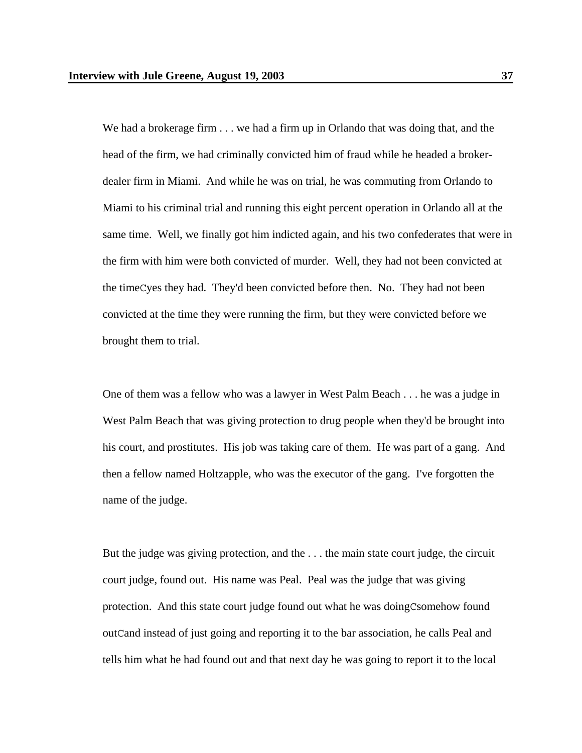We had a brokerage firm . . . we had a firm up in Orlando that was doing that, and the head of the firm, we had criminally convicted him of fraud while he headed a broker-dealer firm in Miami. And while he was on trial, he was commuting from Orlando to Miami to his criminal trial and running this eight percent operation in Orlando all at the same time. Well, we finally got him indicted again, and his two confederates that were in the firm with him were both convicted of murder. Well, they had not been convicted at the timeCyes they had. They'd been convicted before then. No. They had not been convicted at the time they were running the firm, but they were convicted before we brought them to trial.

One of them was a fellow who was a lawyer in West Palm Beach . . . he was a judge in West Palm Beach that was giving protection to drug people when they'd be brought into his court, and prostitutes. His job was taking care of them. He was part of a gang. And then a fellow named Holtzapple, who was the executor of the gang. I've forgotten the name of the judge.

But the judge was giving protection, and the . . . the main state court judge, the circuit court judge, found out. His name was Peal. Peal was the judge that was giving protection. And this state court judge found out what he was doingCsomehow found outCand instead of just going and reporting it to the bar association, he calls Peal and tells him what he had found out and that next day he was going to report it to the local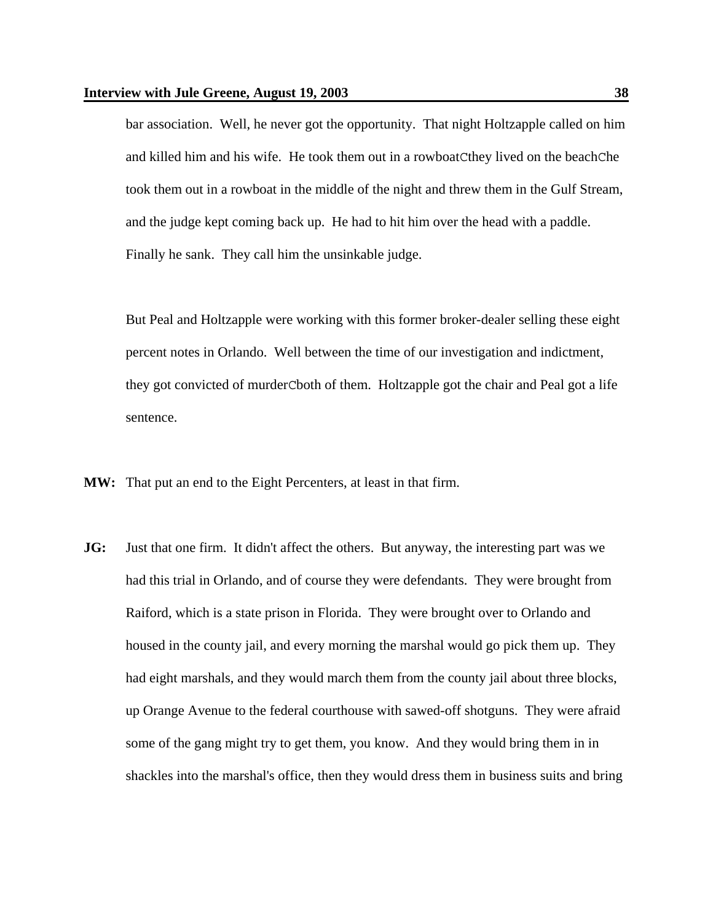bar association. Well, he never got the opportunity. That night Holtzapple called on him and killed him and his wife. He took them out in a rowboatCthey lived on the beachChe took them out in a rowboat in the middle of the night and threw them in the Gulf Stream, and the judge kept coming back up. He had to hit him over the head with a paddle. Finally he sank. They call him the unsinkable judge.

But Peal and Holtzapple were working with this former broker-dealer selling these eight percent notes in Orlando. Well between the time of our investigation and indictment, they got convicted of murderCboth of them. Holtzapple got the chair and Peal got a life sentence.

**MW:** That put an end to the Eight Percenters, at least in that firm.

**JG:** Just that one firm. It didn't affect the others. But anyway, the interesting part was we had this trial in Orlando, and of course they were defendants. They were brought from Raiford, which is a state prison in Florida. They were brought over to Orlando and housed in the county jail, and every morning the marshal would go pick them up. They had eight marshals, and they would march them from the county jail about three blocks, up Orange Avenue to the federal courthouse with sawed-off shotguns. They were afraid some of the gang might try to get them, you know. And they would bring them in in shackles into the marshal's office, then they would dress them in business suits and bring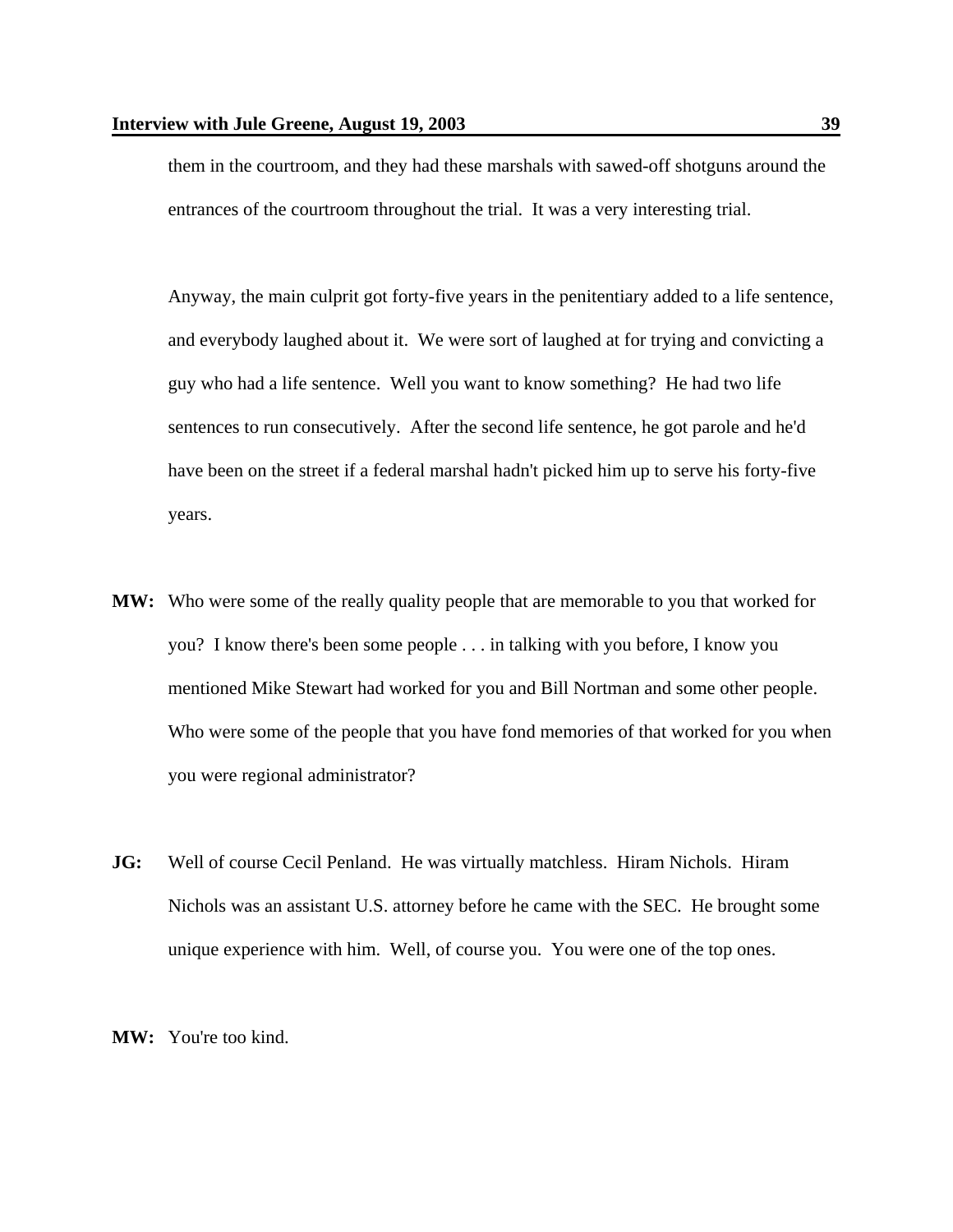them in the courtroom, and they had these marshals with sawed-off shotguns around the entrances of the courtroom throughout the trial. It was a very interesting trial.

Anyway, the main culprit got forty-five years in the penitentiary added to a life sentence, and everybody laughed about it. We were sort of laughed at for trying and convicting a guy who had a life sentence. Well you want to know something? He had two life sentences to run consecutively. After the second life sentence, he got parole and he'd have been on the street if a federal marshal hadn't picked him up to serve his forty-five years.

**MW:** Who were some of the really quality people that are memorable to you that worked for you? I know there's been some people . . . in talking with you before, I know you mentioned Mike Stewart had worked for you and Bill Nortman and some other people. Who were some of the people that you have fond memories of that worked for you when you were regional administrator?

**JG:** Well of course Cecil Penland. He was virtually matchless. Hiram Nichols. Hiram Nichols was an assistant U.S. attorney before he came with the SEC. He brought some unique experience with him. Well, of course you. You were one of the top ones.

**MW:** You're too kind.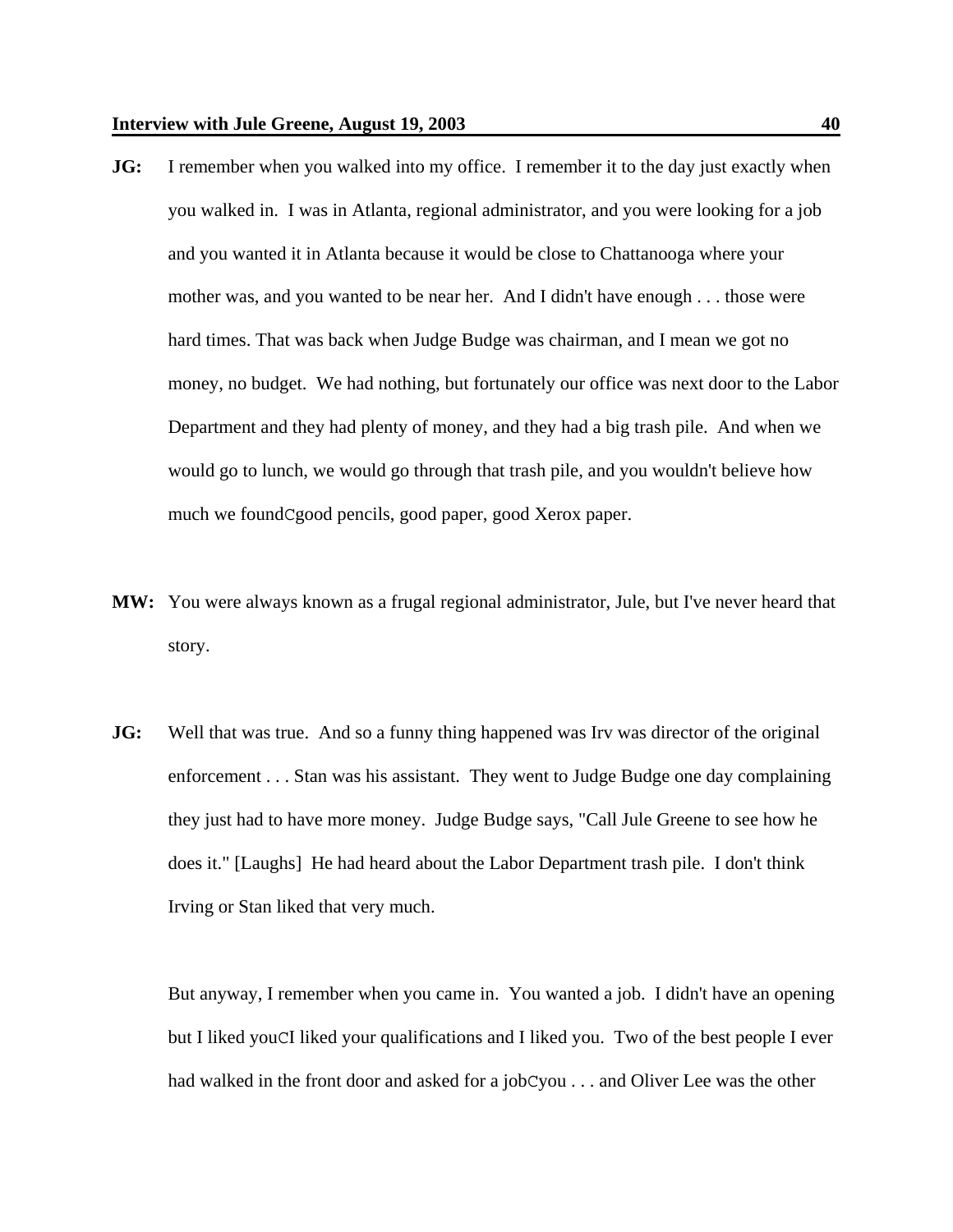**JG:** I remember when you walked into my office. I remember it to the day just exactly when you walked in. I was in Atlanta, regional administrator, and you were looking for a job and you wanted it in Atlanta because it would be close to Chattanooga where your mother was, and you wanted to be near her. And I didn't have enough . . . those were hard times. That was back when Judge Budge was chairman, and I mean we got no money, no budget. We had nothing, but fortunately our office was next door to the Labor Department and they had plenty of money, and they had a big trash pile. And when we would go to lunch, we would go through that trash pile, and you wouldn't believe how much we foundCgood pencils, good paper, good Xerox paper.

**MW:** You were always known as a frugal regional administrator, Jule, but I've never heard that story.

**JG:** Well that was true. And so a funny thing happened was Irv was director of the original enforcement . . . Stan was his assistant. They went to Judge Budge one day complaining they just had to have more money. Judge Budge says, "Call Jule Greene to see how he does it." [Laughs] He had heard about the Labor Department trash pile. I don't think Irving or Stan liked that very much.

But anyway, I remember when you came in. You wanted a job. I didn't have an opening but I liked youCI liked your qualifications and I liked you. Two of the best people I ever had walked in the front door and asked for a jobCyou . . . and Oliver Lee was the other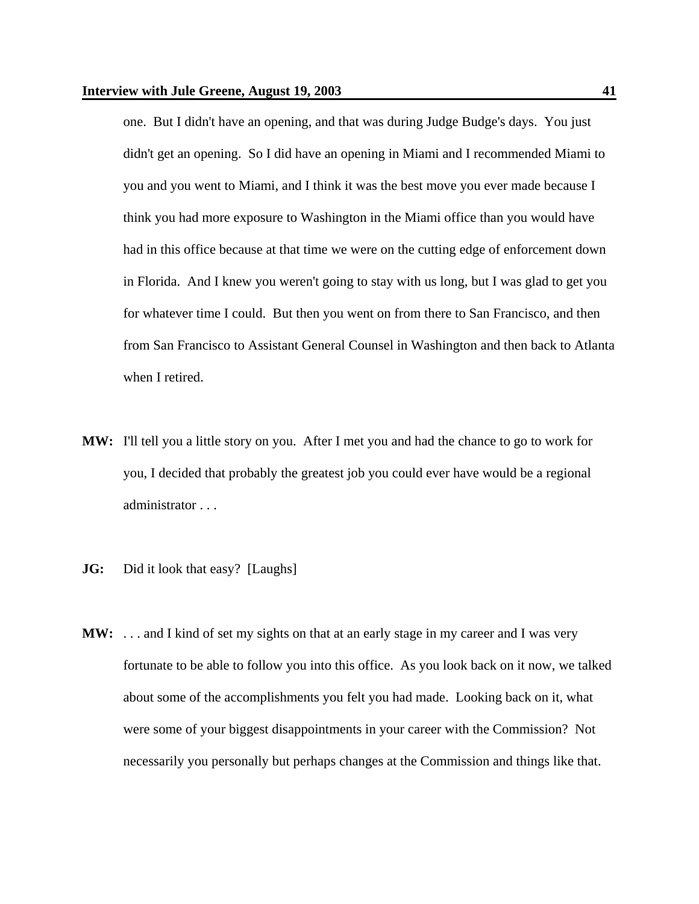one. But I didn't have an opening, and that was during Judge Budge's days. You just didn't get an opening. So I did have an opening in Miami and I recommended Miami to you and you went to Miami, and I think it was the best move you ever made because I think you had more exposure to Washington in the Miami office than you would have had in this office because at that time we were on the cutting edge of enforcement down in Florida. And I knew you weren't going to stay with us long, but I was glad to get you for whatever time I could. But then you went on from there to San Francisco, and then from San Francisco to Assistant General Counsel in Washington and then back to Atlanta when I retired.

**MW:** I'll tell you a little story on you. After I met you and had the chance to go to work for you, I decided that probably the greatest job you could ever have would be a regional administrator . . .

**JG:** Did it look that easy? [Laughs]

**MW:** . . . and I kind of set my sights on that at an early stage in my career and I was very fortunate to be able to follow you into this office. As you look back on it now, we talked about some of the accomplishments you felt you had made. Looking back on it, what were some of your biggest disappointments in your career with the Commission? Not necessarily you personally but perhaps changes at the Commission and things like that.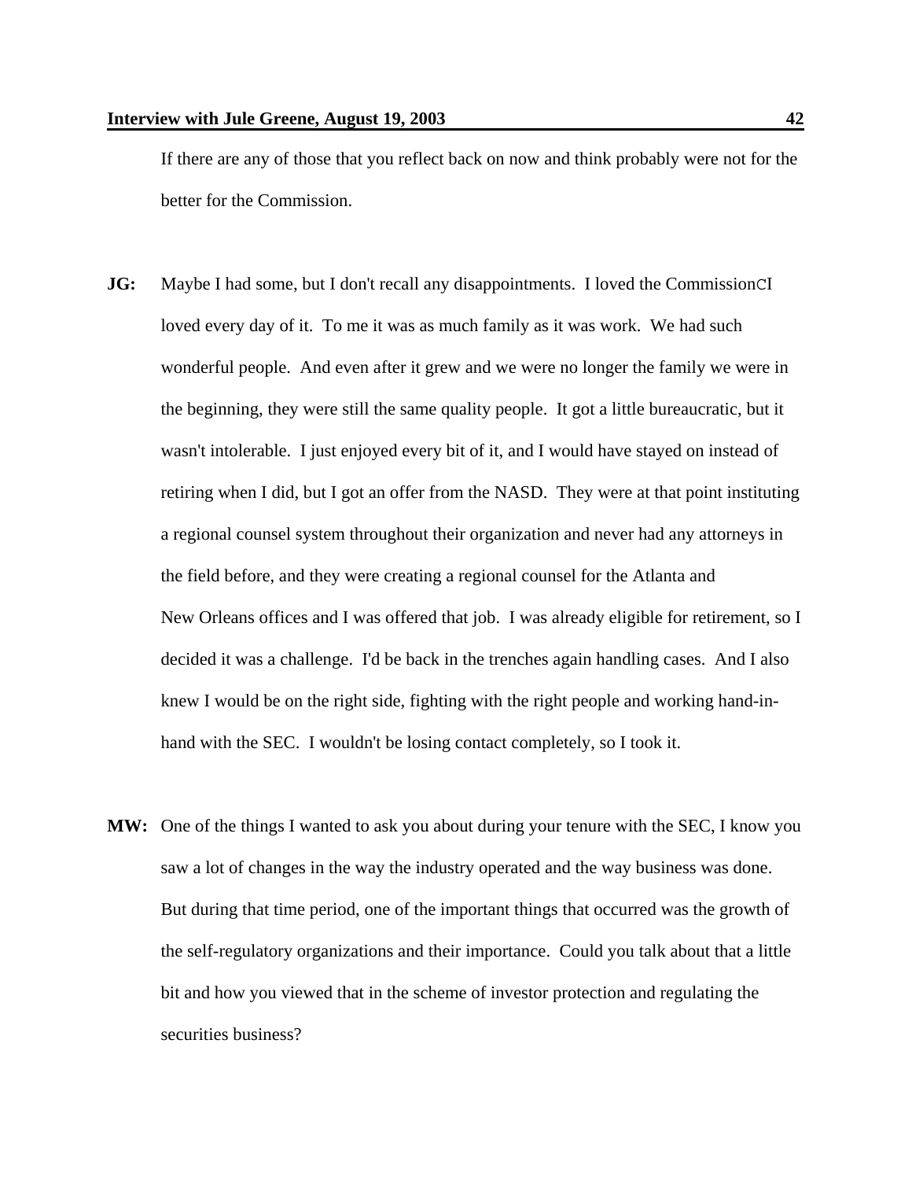If there are any of those that you reflect back on now and think probably were not for the better for the Commission.

**JG:** Maybe I had some, but I don't recall any disappointments. I loved the CommissionCI loved every day of it. To me it was as much family as it was work. We had such wonderful people. And even after it grew and we were no longer the family we were in the beginning, they were still the same quality people. It got a little bureaucratic, but it wasn't intolerable. I just enjoyed every bit of it, and I would have stayed on instead of retiring when I did, but I got an offer from the NASD. They were at that point instituting a regional counsel system throughout their organization and never had any attorneys in the field before, and they were creating a regional counsel for the Atlanta and New Orleans offices and I was offered that job. I was already eligible for retirement, so I decided it was a challenge. I'd be back in the trenches again handling cases. And I also knew I would be on the right side, fighting with the right people and working hand-in-hand with the SEC. I wouldn't be losing contact completely, so I took it.

**MW:** One of the things I wanted to ask you about during your tenure with the SEC, I know you saw a lot of changes in the way the industry operated and the way business was done. But during that time period, one of the important things that occurred was the growth of the self-regulatory organizations and their importance. Could you talk about that a little bit and how you viewed that in the scheme of investor protection and regulating the securities business?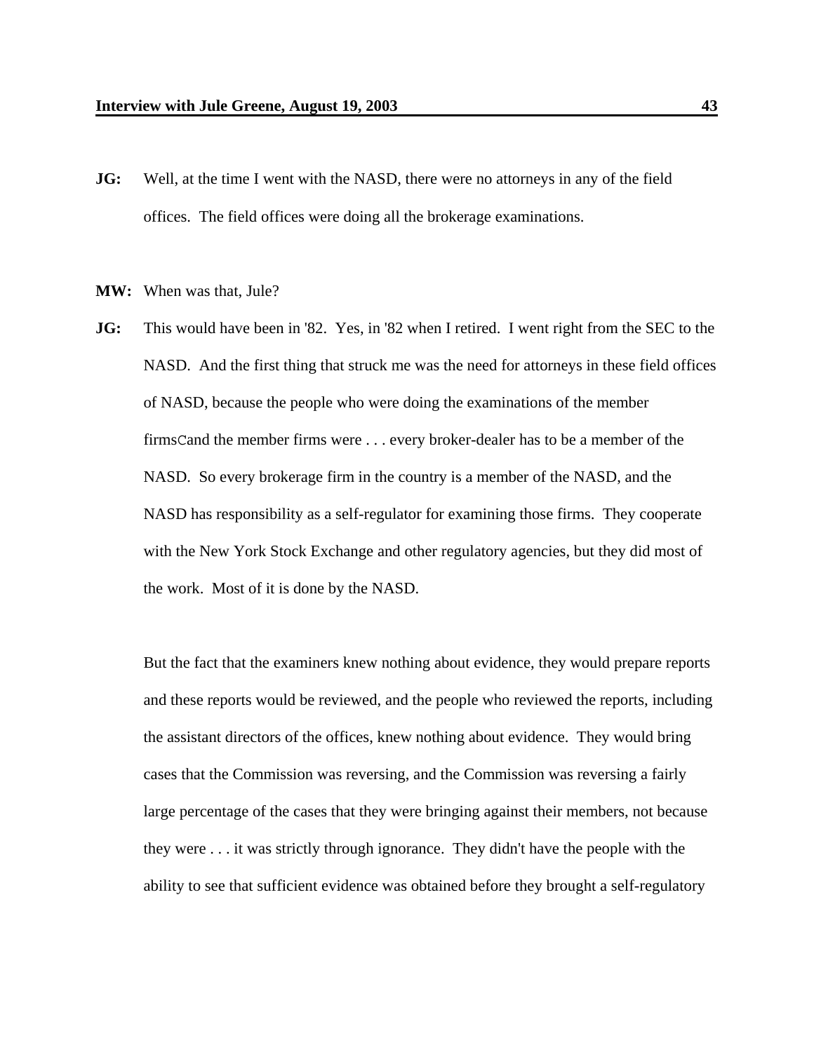**JG:** Well, at the time I went with the NASD, there were no attorneys in any of the field offices. The field offices were doing all the brokerage examinations.

**MW:** When was that, Jule?

**JG:** This would have been in '82. Yes, in '82 when I retired. I went right from the SEC to the NASD. And the first thing that struck me was the need for attorneys in these field offices of NASD, because the people who were doing the examinations of the member firmsCand the member firms were . . . every broker-dealer has to be a member of the NASD. So every brokerage firm in the country is a member of the NASD, and the NASD has responsibility as a self-regulator for examining those firms. They cooperate with the New York Stock Exchange and other regulatory agencies, but they did most of the work. Most of it is done by the NASD.

But the fact that the examiners knew nothing about evidence, they would prepare reports and these reports would be reviewed, and the people who reviewed the reports, including the assistant directors of the offices, knew nothing about evidence. They would bring cases that the Commission was reversing, and the Commission was reversing a fairly large percentage of the cases that they were bringing against their members, not because they were . . . it was strictly through ignorance. They didn't have the people with the ability to see that sufficient evidence was obtained before they brought a self-regulatory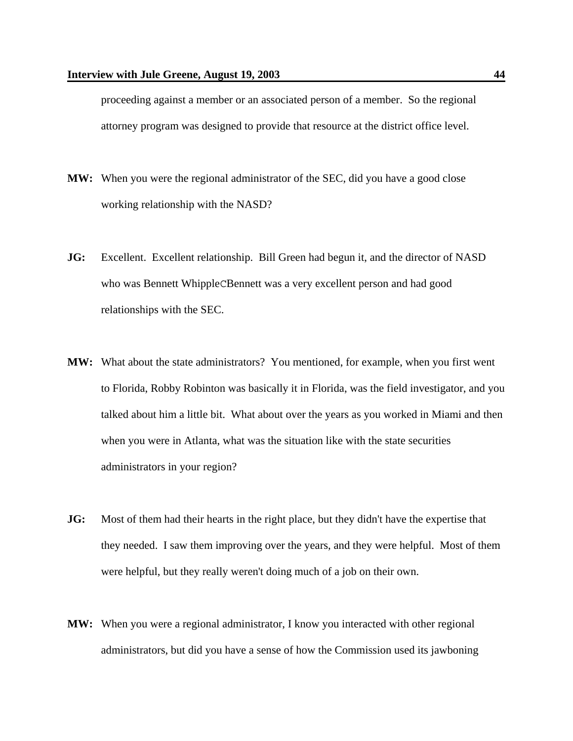proceeding against a member or an associated person of a member. So the regional attorney program was designed to provide that resource at the district office level.

**MW:** When you were the regional administrator of the SEC, did you have a good close working relationship with the NASD?

**JG:** Excellent. Excellent relationship. Bill Green had begun it, and the director of NASD who was Bennett WhippleCBennett was a very excellent person and had good relationships with the SEC.

**MW:** What about the state administrators? You mentioned, for example, when you first went to Florida, Robby Robinton was basically it in Florida, was the field investigator, and you talked about him a little bit. What about over the years as you worked in Miami and then when you were in Atlanta, what was the situation like with the state securities administrators in your region?

**JG:** Most of them had their hearts in the right place, but they didn't have the expertise that they needed. I saw them improving over the years, and they were helpful. Most of them were helpful, but they really weren't doing much of a job on their own.

**MW:** When you were a regional administrator, I know you interacted with other regional administrators, but did you have a sense of how the Commission used its jawboning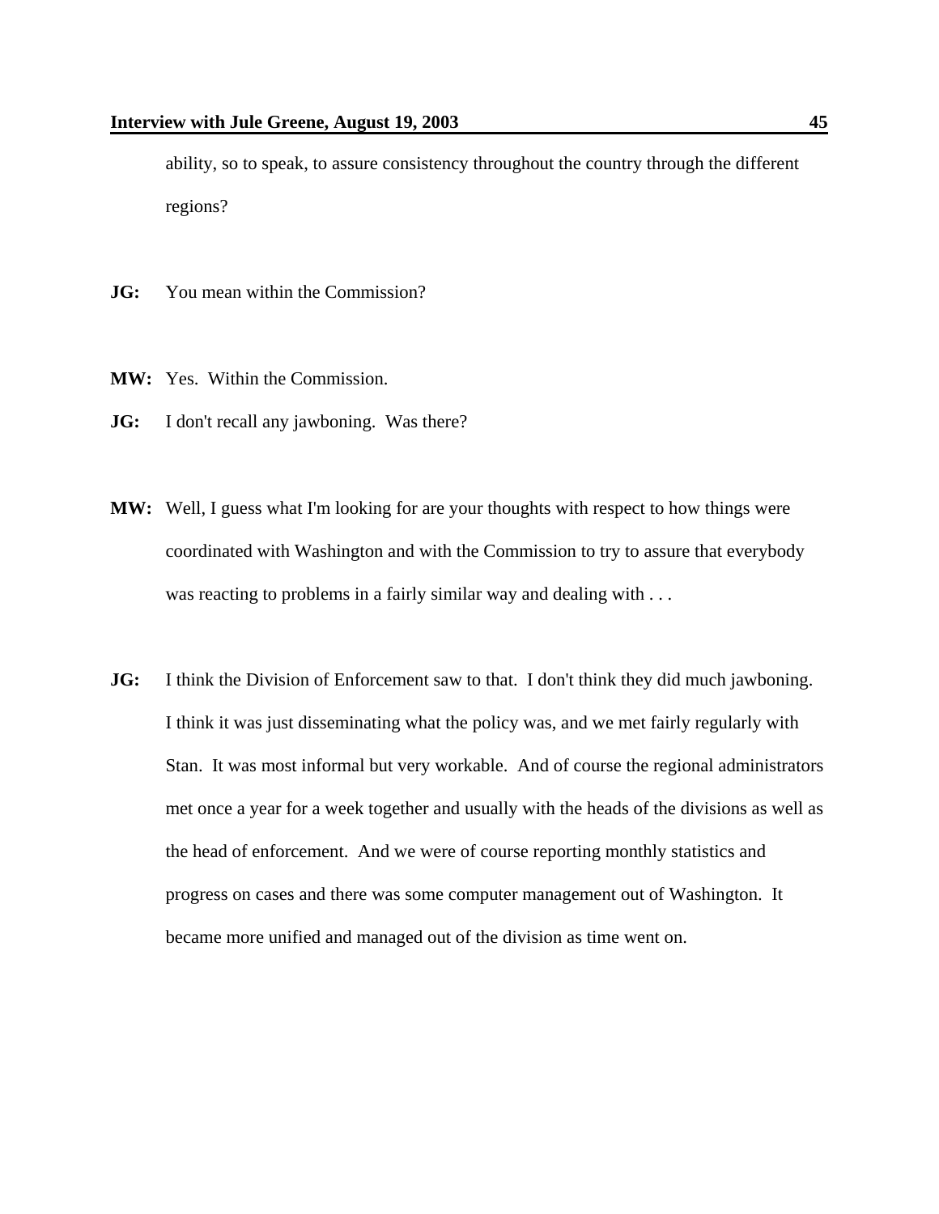ability, so to speak, to assure consistency throughout the country through the different regions?

**JG:** You mean within the Commission?

**MW:** Yes. Within the Commission.

**JG:** I don't recall any jawboning. Was there?

**MW:** Well, I guess what I'm looking for are your thoughts with respect to how things were coordinated with Washington and with the Commission to try to assure that everybody was reacting to problems in a fairly similar way and dealing with . . .

**JG:** I think the Division of Enforcement saw to that. I don't think they did much jawboning. I think it was just disseminating what the policy was, and we met fairly regularly with Stan. It was most informal but very workable. And of course the regional administrators met once a year for a week together and usually with the heads of the divisions as well as the head of enforcement. And we were of course reporting monthly statistics and progress on cases and there was some computer management out of Washington. It became more unified and managed out of the division as time went on.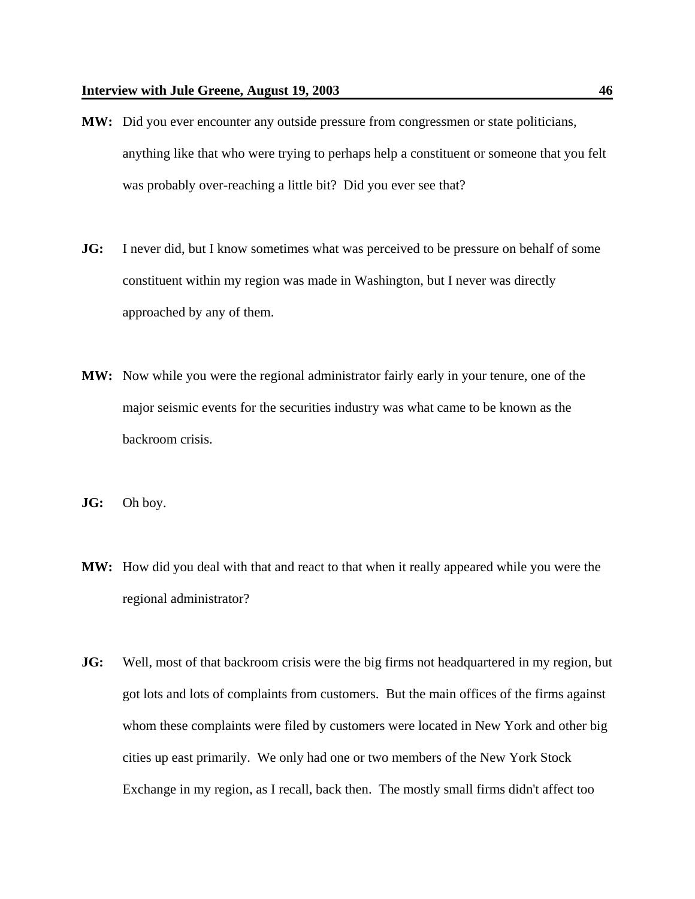**MW:** Did you ever encounter any outside pressure from congressmen or state politicians, anything like that who were trying to perhaps help a constituent or someone that you felt was probably over-reaching a little bit? Did you ever see that?

**JG:** I never did, but I know sometimes what was perceived to be pressure on behalf of some constituent within my region was made in Washington, but I never was directly approached by any of them.

**MW:** Now while you were the regional administrator fairly early in your tenure, one of the major seismic events for the securities industry was what came to be known as the backroom crisis.

**JG:** Oh boy.

**MW:** How did you deal with that and react to that when it really appeared while you were the regional administrator?

**JG:** Well, most of that backroom crisis were the big firms not headquartered in my region, but got lots and lots of complaints from customers. But the main offices of the firms against whom these complaints were filed by customers were located in New York and other big cities up east primarily. We only had one or two members of the New York Stock Exchange in my region, as I recall, back then. The mostly small firms didn't affect too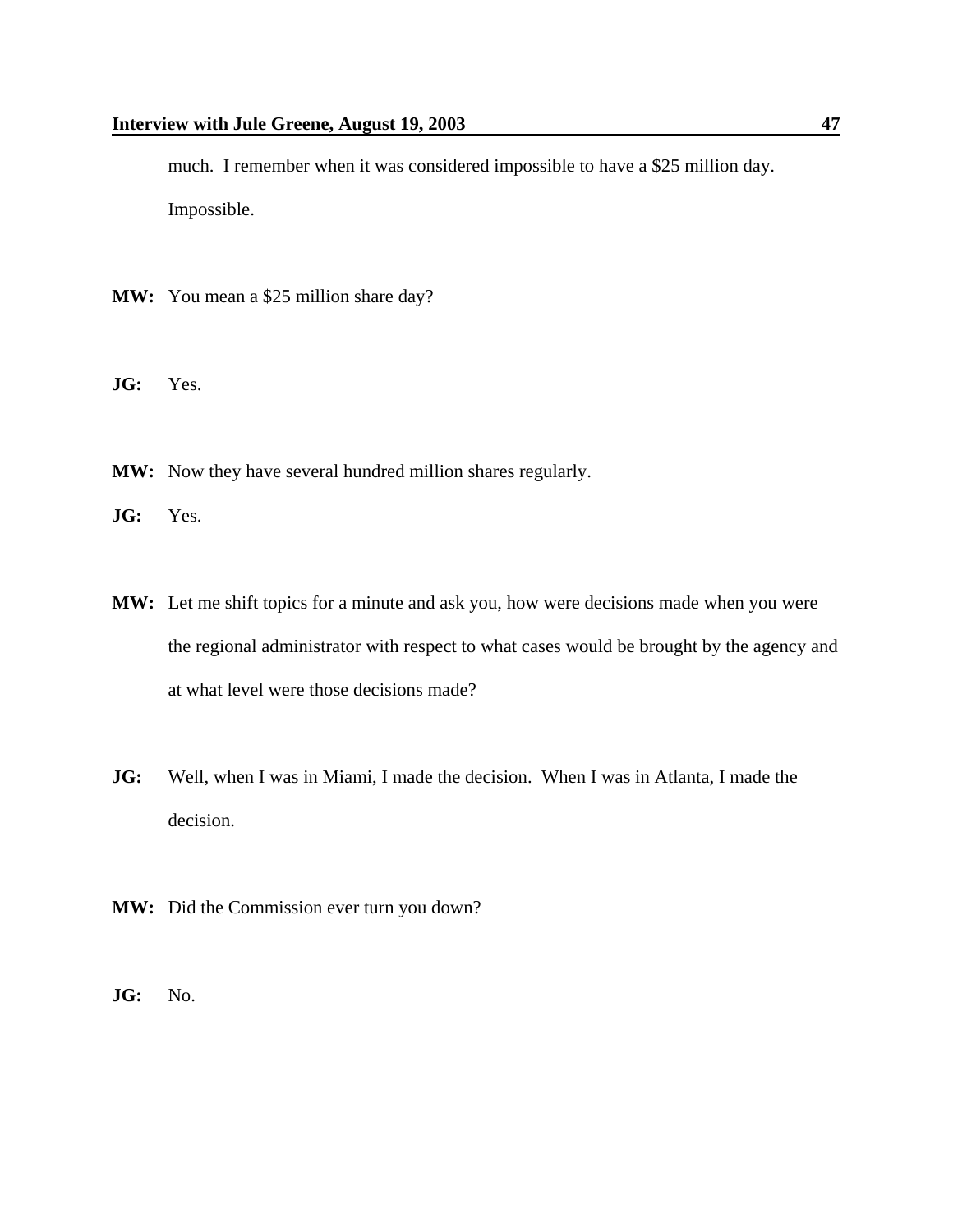much. I remember when it was considered impossible to have a $25 million day. Impossible.

**MW:** You mean a $25 million share day?

**JG:** Yes.

**MW:** Now they have several hundred million shares regularly.

**JG:** Yes.

**MW:** Let me shift topics for a minute and ask you, how were decisions made when you were the regional administrator with respect to what cases would be brought by the agency and at what level were those decisions made?

**JG:** Well, when I was in Miami, I made the decision. When I was in Atlanta, I made the decision.

**MW:** Did the Commission ever turn you down?

**JG:** No.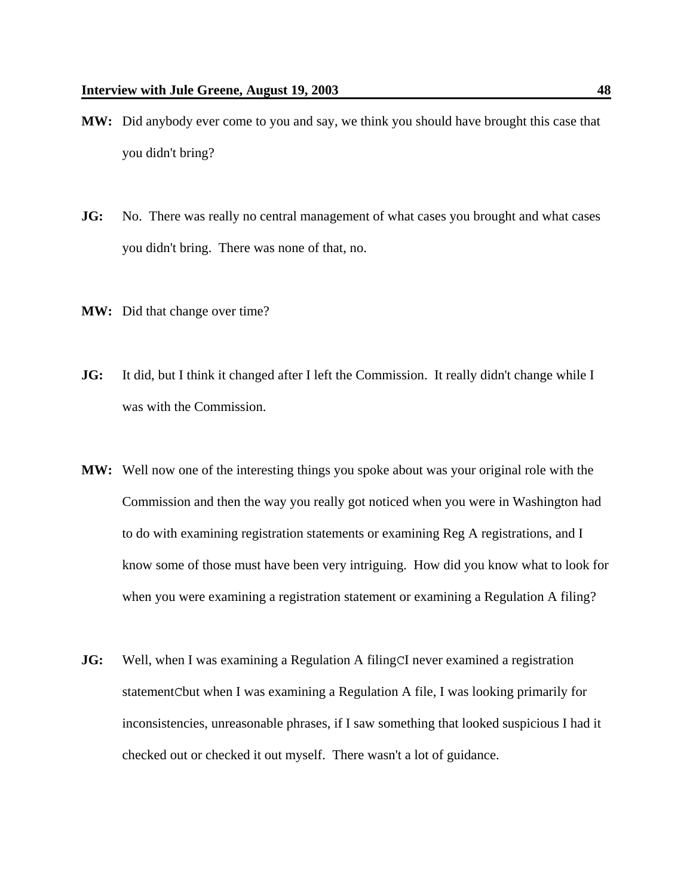**MW:** Did anybody ever come to you and say, we think you should have brought this case that you didn't bring?

**JG:** No. There was really no central management of what cases you brought and what cases you didn't bring. There was none of that, no.

**MW:** Did that change over time?

**JG:** It did, but I think it changed after I left the Commission. It really didn't change while I was with the Commission.

**MW:** Well now one of the interesting things you spoke about was your original role with the Commission and then the way you really got noticed when you were in Washington had to do with examining registration statements or examining Reg A registrations, and I know some of those must have been very intriguing. How did you know what to look for when you were examining a registration statement or examining a Regulation A filing?

**JG:** Well, when I was examining a Regulation A filingCI never examined a registration statementCbut when I was examining a Regulation A file, I was looking primarily for inconsistencies, unreasonable phrases, if I saw something that looked suspicious I had it checked out or checked it out myself. There wasn't a lot of guidance.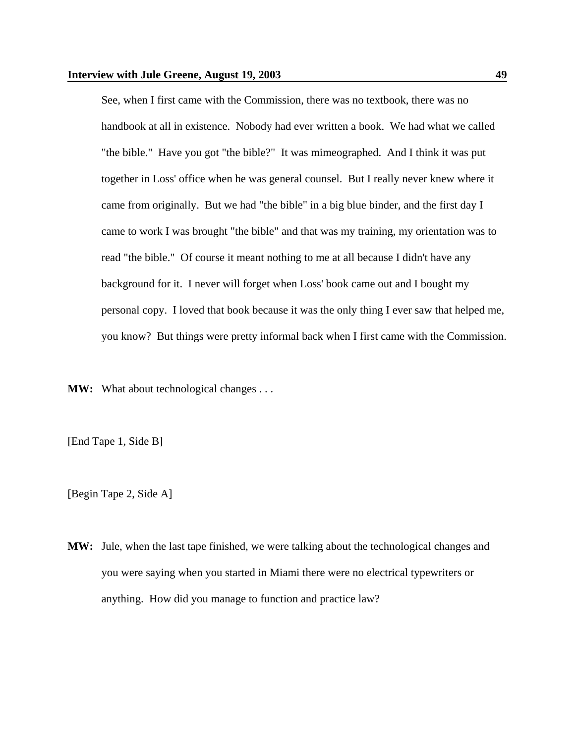See, when I first came with the Commission, there was no textbook, there was no handbook at all in existence. Nobody had ever written a book. We had what we called "the bible." Have you got "the bible?" It was mimeographed. And I think it was put together in Loss' office when he was general counsel. But I really never knew where it came from originally. But we had "the bible" in a big blue binder, and the first day I came to work I was brought "the bible" and that was my training, my orientation was to read "the bible." Of course it meant nothing to me at all because I didn't have any background for it. I never will forget when Loss' book came out and I bought my personal copy. I loved that book because it was the only thing I ever saw that helped me, you know? But things were pretty informal back when I first came with the Commission.

**MW:** What about technological changes . . .

[End Tape 1, Side B]

[Begin Tape 2, Side A]

**MW:** Jule, when the last tape finished, we were talking about the technological changes and you were saying when you started in Miami there were no electrical typewriters or anything. How did you manage to function and practice law?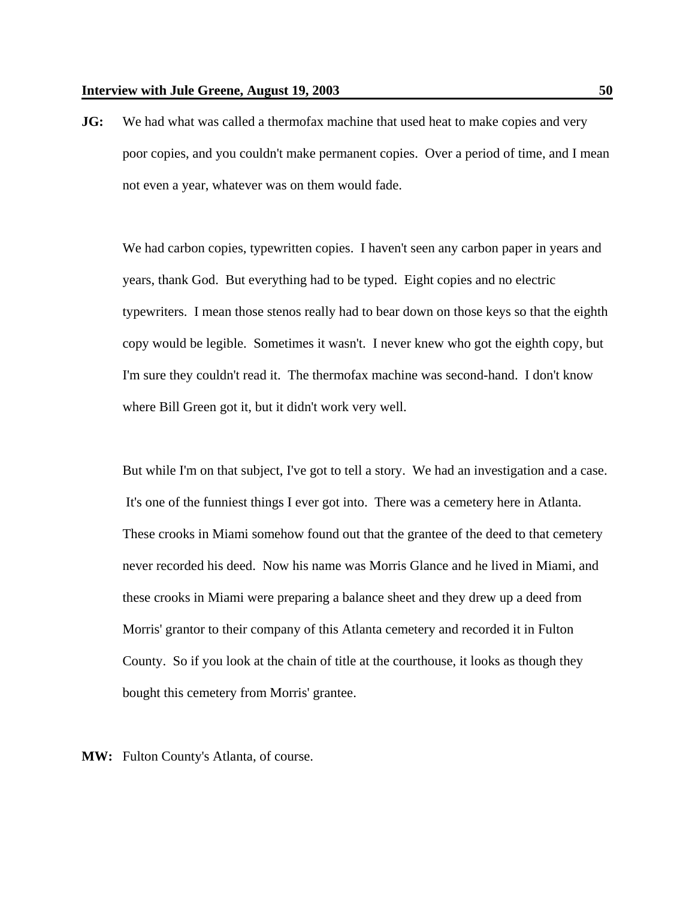**JG:** We had what was called a thermofax machine that used heat to make copies and very poor copies, and you couldn't make permanent copies. Over a period of time, and I mean not even a year, whatever was on them would fade.

We had carbon copies, typewritten copies. I haven't seen any carbon paper in years and years, thank God. But everything had to be typed. Eight copies and no electric typewriters. I mean those stenos really had to bear down on those keys so that the eighth copy would be legible. Sometimes it wasn't. I never knew who got the eighth copy, but I'm sure they couldn't read it. The thermofax machine was second-hand. I don't know where Bill Green got it, but it didn't work very well.

But while I'm on that subject, I've got to tell a story. We had an investigation and a case. It's one of the funniest things I ever got into. There was a cemetery here in Atlanta. These crooks in Miami somehow found out that the grantee of the deed to that cemetery never recorded his deed. Now his name was Morris Glance and he lived in Miami, and these crooks in Miami were preparing a balance sheet and they drew up a deed from Morris' grantor to their company of this Atlanta cemetery and recorded it in Fulton County. So if you look at the chain of title at the courthouse, it looks as though they bought this cemetery from Morris' grantee.

**MW:** Fulton County's Atlanta, of course.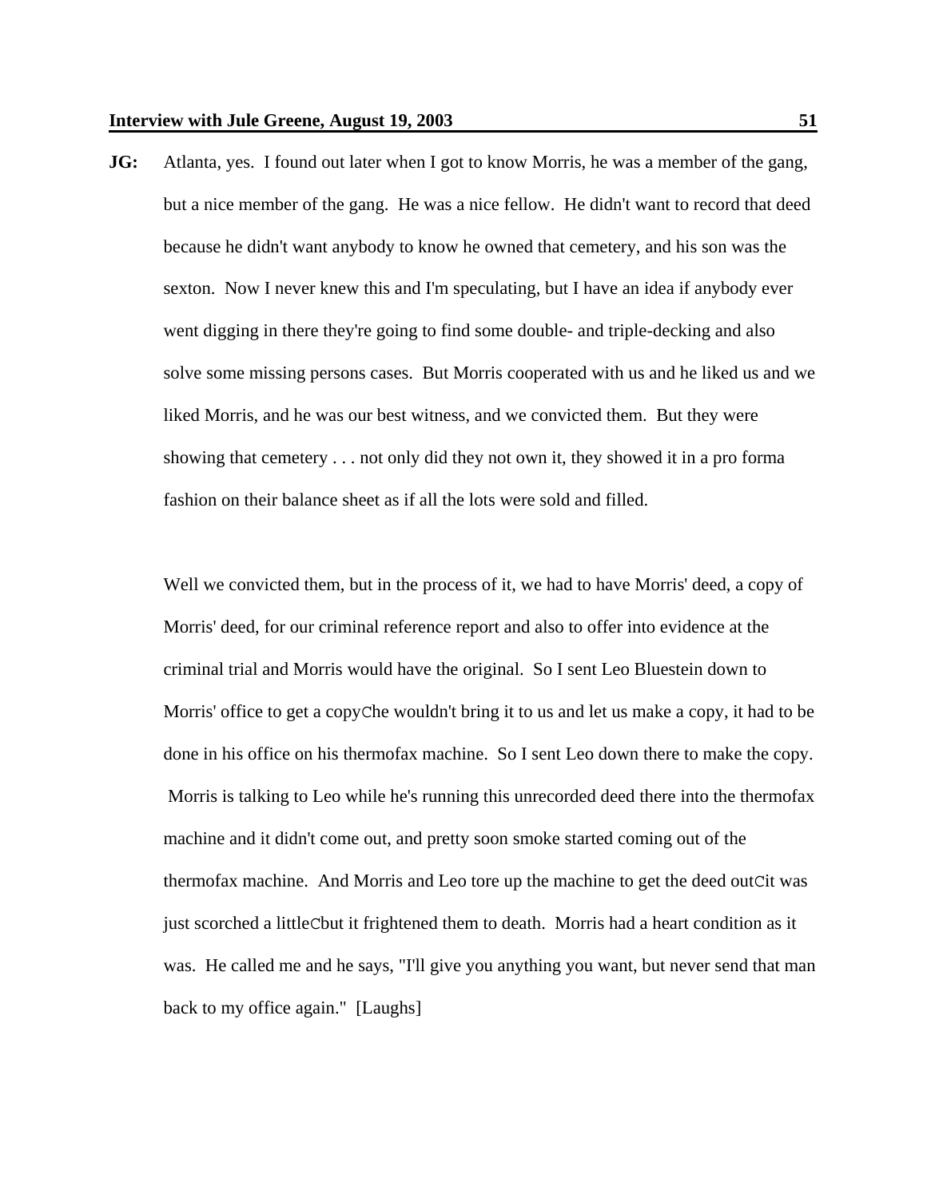**JG:** Atlanta, yes. I found out later when I got to know Morris, he was a member of the gang, but a nice member of the gang. He was a nice fellow. He didn't want to record that deed because he didn't want anybody to know he owned that cemetery, and his son was the sexton. Now I never knew this and I'm speculating, but I have an idea if anybody ever went digging in there they're going to find some double- and triple-decking and also solve some missing persons cases. But Morris cooperated with us and he liked us and we liked Morris, and he was our best witness, and we convicted them. But they were showing that cemetery . . . not only did they not own it, they showed it in a pro forma fashion on their balance sheet as if all the lots were sold and filled.

Well we convicted them, but in the process of it, we had to have Morris' deed, a copy of Morris' deed, for our criminal reference report and also to offer into evidence at the criminal trial and Morris would have the original. So I sent Leo Bluestein down to Morris' office to get a copyChe wouldn't bring it to us and let us make a copy, it had to be done in his office on his thermofax machine. So I sent Leo down there to make the copy. Morris is talking to Leo while he's running this unrecorded deed there into the thermofax machine and it didn't come out, and pretty soon smoke started coming out of the thermofax machine. And Morris and Leo tore up the machine to get the deed outCit was just scorched a littleCbut it frightened them to death. Morris had a heart condition as it was. He called me and he says, "I'll give you anything you want, but never send that man back to my office again." [Laughs]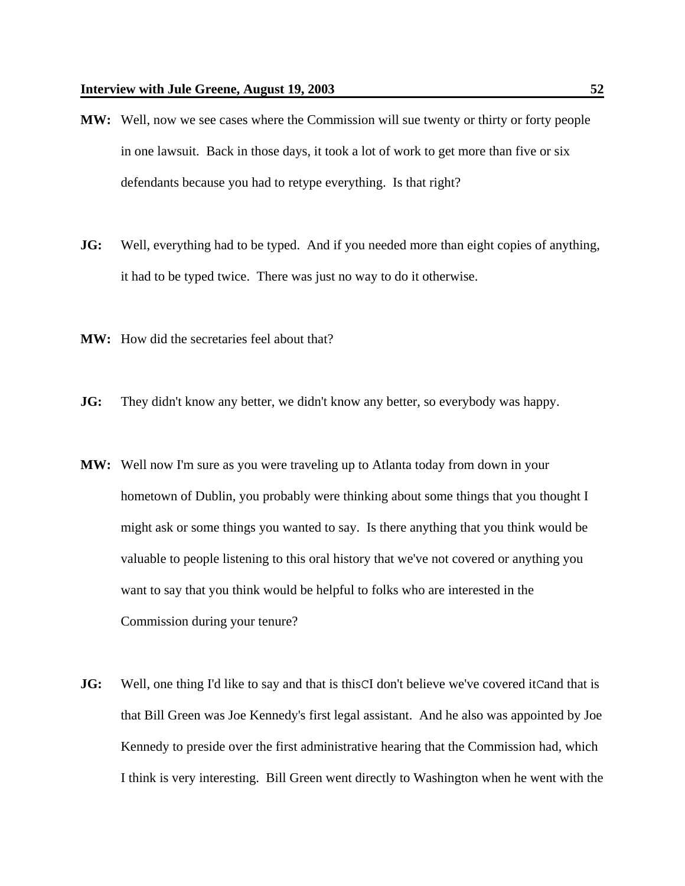**MW:** Well, now we see cases where the Commission will sue twenty or thirty or forty people in one lawsuit. Back in those days, it took a lot of work to get more than five or six defendants because you had to retype everything. Is that right?

**JG:** Well, everything had to be typed. And if you needed more than eight copies of anything, it had to be typed twice. There was just no way to do it otherwise.

**MW:** How did the secretaries feel about that?

**JG:** They didn't know any better, we didn't know any better, so everybody was happy.

**MW:** Well now I'm sure as you were traveling up to Atlanta today from down in your hometown of Dublin, you probably were thinking about some things that you thought I might ask or some things you wanted to say. Is there anything that you think would be valuable to people listening to this oral history that we've not covered or anything you want to say that you think would be helpful to folks who are interested in the Commission during your tenure?

**JG:** Well, one thing I'd like to say and that is thisCI don't believe we've covered itCand that is that Bill Green was Joe Kennedy's first legal assistant. And he also was appointed by Joe Kennedy to preside over the first administrative hearing that the Commission had, which I think is very interesting. Bill Green went directly to Washington when he went with the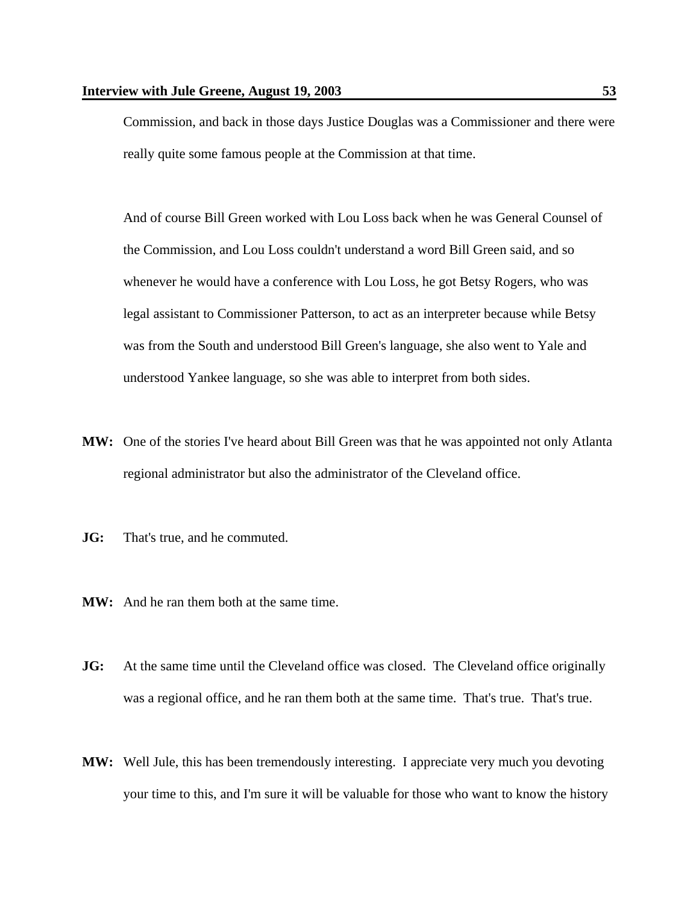Commission, and back in those days Justice Douglas was a Commissioner and there were really quite some famous people at the Commission at that time.

And of course Bill Green worked with Lou Loss back when he was General Counsel of the Commission, and Lou Loss couldn't understand a word Bill Green said, and so whenever he would have a conference with Lou Loss, he got Betsy Rogers, who was legal assistant to Commissioner Patterson, to act as an interpreter because while Betsy was from the South and understood Bill Green's language, she also went to Yale and understood Yankee language, so she was able to interpret from both sides.

**MW:** One of the stories I've heard about Bill Green was that he was appointed not only Atlanta regional administrator but also the administrator of the Cleveland office.

**JG:** That's true, and he commuted.

**MW:** And he ran them both at the same time.

**JG:** At the same time until the Cleveland office was closed. The Cleveland office originally was a regional office, and he ran them both at the same time. That's true. That's true.

**MW:** Well Jule, this has been tremendously interesting. I appreciate very much you devoting your time to this, and I'm sure it will be valuable for those who want to know the history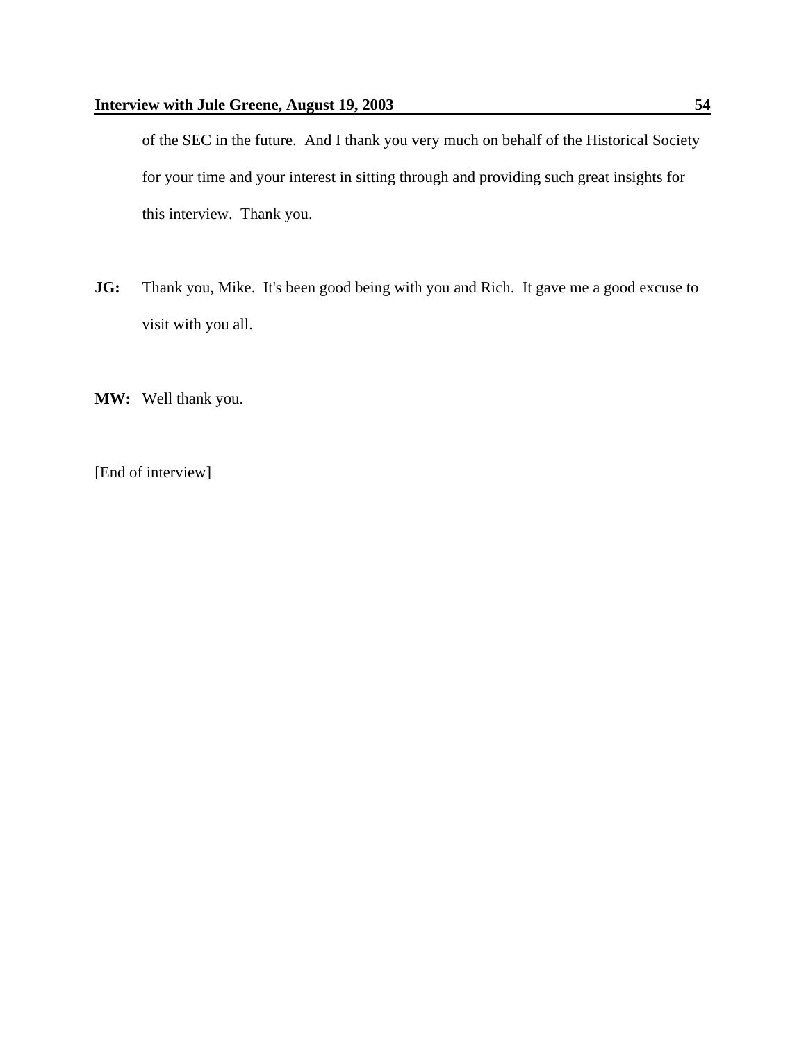of the SEC in the future. And I thank you very much on behalf of the Historical Society for your time and your interest in sitting through and providing such great insights for this interview. Thank you.

**JG:** Thank you, Mike. It's been good being with you and Rich. It gave me a good excuse to visit with you all.

**MW:** Well thank you.

[End of interview]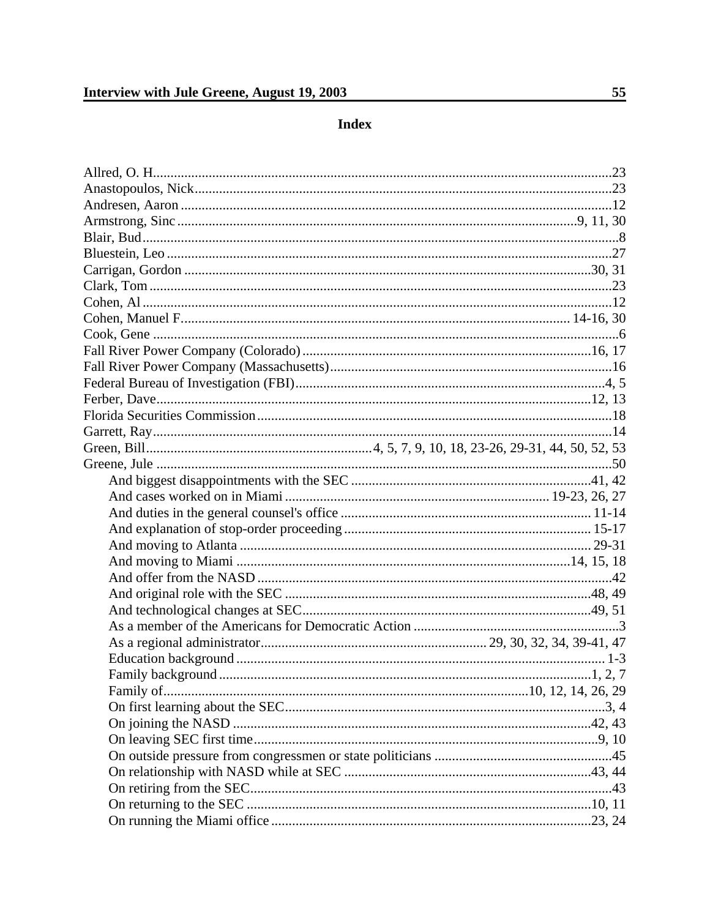## Index

Allred, O. H. .......... 23
Anastopoulos, Nick .......... 23
Andresen, Aaron .......... 12
Armstrong, Sinc .......... 9, 11, 30
Blair, Bud .......... 8
Bluestein, Leo .......... 27
Carrigan, Gordon .......... 30, 31
Clark, Tom .......... 23
Cohen, Al .......... 12
Cohen, Manuel F. .......... 14-16, 30
Cook, Gene .......... 6
Fall River Power Company (Colorado) .......... 16, 17
Fall River Power Company (Massachusetts) .......... 16
Federal Bureau of Investigation (FBI) .......... 4, 5
Ferber, Dave .......... 12, 13
Florida Securities Commission .......... 18
Garrett, Ray .......... 14
Green, Bill .......... 4, 5, 7, 9, 10, 18, 23-26, 29-31, 44, 50, 52, 53
Greene, Jule .......... 50

- And biggest disappointments with the SEC .......... 41, 42
- And cases worked on in Miami .......... 19-23, 26, 27
- And duties in the general counsel's office .......... 11-14
- And explanation of stop-order proceeding .......... 15-17
- And moving to Atlanta .......... 29-31
- And moving to Miami .......... 14, 15, 18
- And offer from the NASD .......... 42
- And original role with the SEC .......... 48, 49
- And technological changes at SEC .......... 49, 51
- As a member of the Americans for Democratic Action .......... 3
- As a regional administrator .......... 29, 30, 32, 34, 39-41, 47
- Education background .......... 1-3
- Family background .......... 1, 2, 7
- Family of .......... 10, 12, 14, 26, 29
- On first learning about the SEC .......... 3, 4
- On joining the NASD .......... 42, 43
- On leaving SEC first time .......... 9, 10
- On outside pressure from congressmen or state politicians .......... 45
- On relationship with NASD while at SEC .......... 43, 44
- On retiring from the SEC .......... 43
- On returning to the SEC .......... 10, 11
- On running the Miami office .......... 23, 24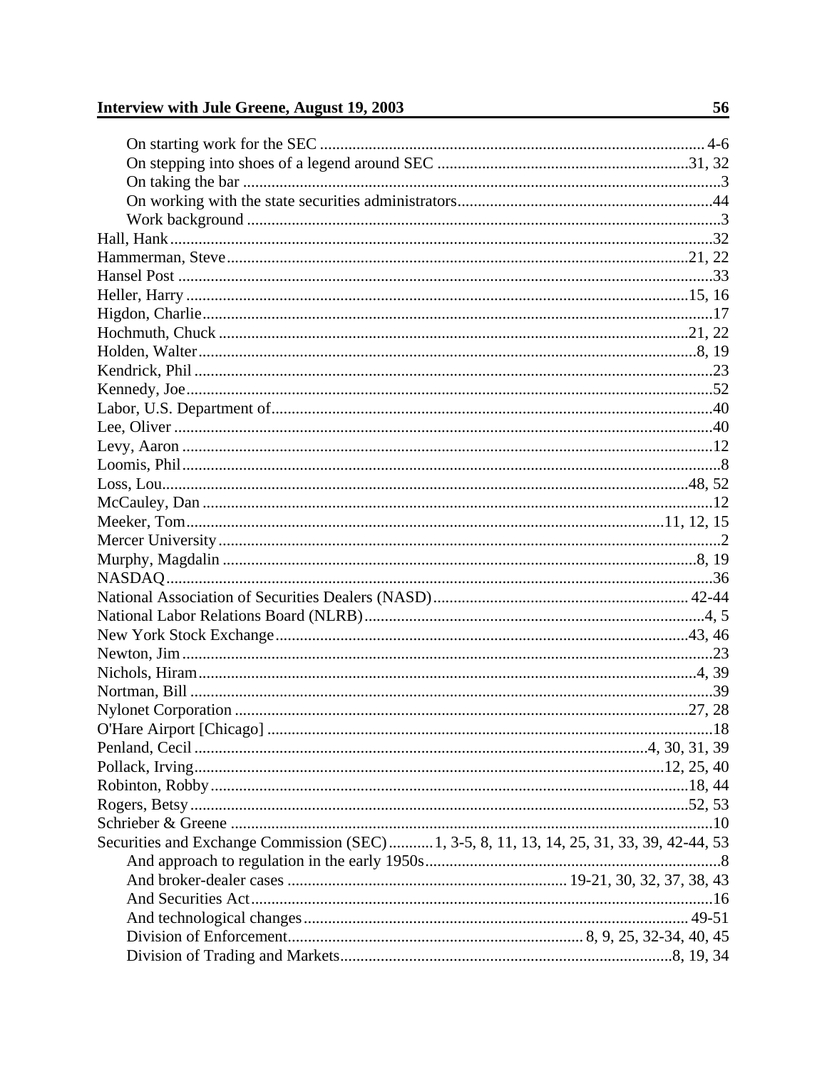- On starting work for the SEC ............................................................ 4-6
- On stepping into shoes of a legend around SEC .............................................................31, 32
- On taking the bar ....................................................................................................................3
- On working with the state securities administrators..............................................................44
- Work background ...................................................................................................................3

Hall, Hank..................................................................................................................................32
Hammerman, Steve.................................................................................................................21, 22
Hansel Post ..................................................................................................................................33
Heller, Harry ............................................................................................................................15, 16
Higdon, Charlie...........................................................................................................................17
Hochmuth, Chuck ....................................................................................................................21, 22
Holden, Walter..........................................................................................................................8, 19
Kendrick, Phil .............................................................................................................................23
Kennedy, Joe...............................................................................................................................52
Labor, U.S. Department of..........................................................................................................40
Lee, Oliver ..................................................................................................................................40
Levy, Aaron .................................................................................................................................12
Loomis, Phil....................................................................................................................................8
Loss, Lou..................................................................................................................................48, 52
McCauley, Dan ............................................................................................................................12
Meeker, Tom........................................................................................................................11, 12, 15
Mercer University ...........................................................................................................................2
Murphy, Magdalin ......................................................................................................................8, 19
NASDAQ.......................................................................................................................................36
National Association of Securities Dealers (NASD)............................................................... 42-44
National Labor Relations Board (NLRB)...................................................................................4, 5
New York Stock Exchange.......................................................................................................43, 46
Newton, Jim ..................................................................................................................................23
Nichols, Hiram...........................................................................................................................4, 39
Nortman, Bill ................................................................................................................................39
Nylonet Corporation ................................................................................................................27, 28
O'Hare Airport [Chicago] ............................................................................................................18
Penland, Cecil ......................................................................................................................4, 30, 31, 39
Pollack, Irving...................................................................................................................12, 25, 40
Robinton, Robby.......................................................................................................................18, 44
Rogers, Betsy ............................................................................................................................52, 53
Schrieber & Greene .....................................................................................................................10
Securities and Exchange Commission (SEC)...........1, 3-5, 8, 11, 13, 14, 25, 31, 33, 39, 42-44, 53

- And approach to regulation in the early 1950s........................................................................8
- And broker-dealer cases ..................................................................... 19-21, 30, 32, 37, 38, 43
- And Securities Act................................................................................................................16
- And technological changes............................................................................................... 49-51
- Division of Enforcement...................................................................... 8, 9, 25, 32-34, 40, 45
- Division of Trading and Markets.................................................................................8, 19, 34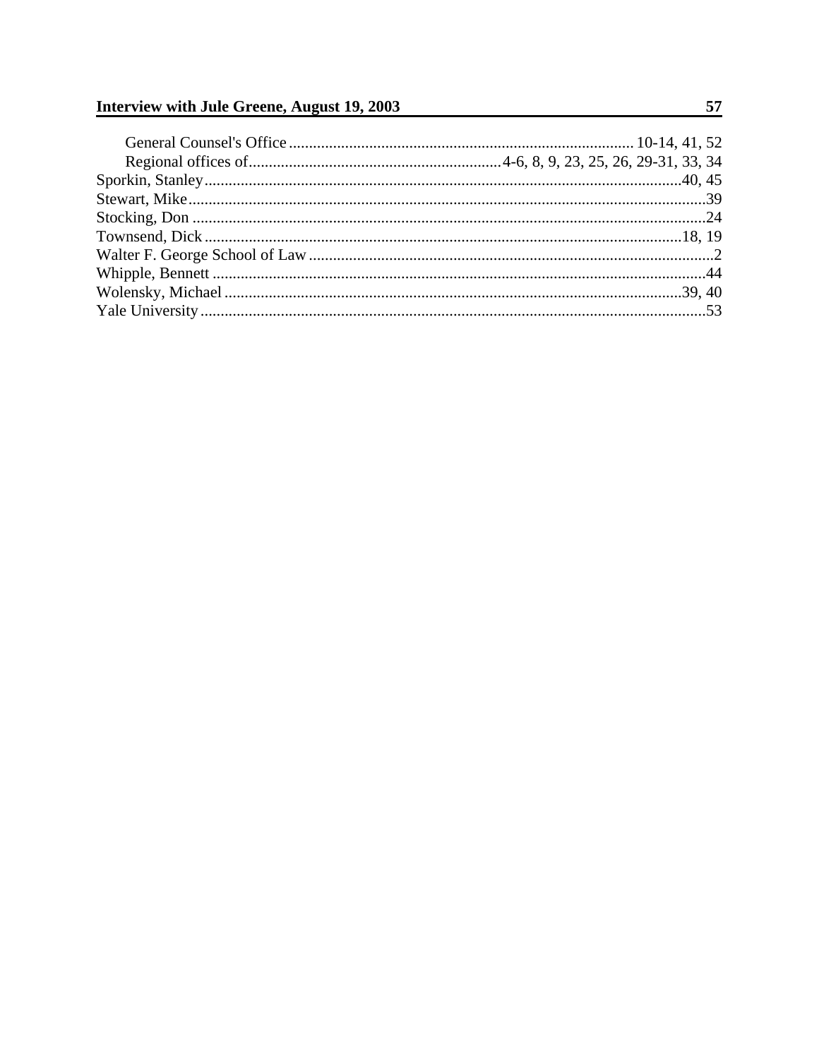- General Counsel's Office ..................................................................................... 10-14, 41, 52
- Regional offices of............................................................4-6, 8, 9, 23, 25, 26, 29-31, 33, 34

Sporkin, Stanley.......................................................................................................................40, 45
Stewart, Mike..............................................................................................................................39
Stocking, Don .............................................................................................................................24
Townsend, Dick ....................................................................................................................18, 19
Walter F. George School of Law ...................................................................................................2
Whipple, Bennett .........................................................................................................................44
Wolensky, Michael ................................................................................................................39, 40
Yale University ............................................................................................................................53